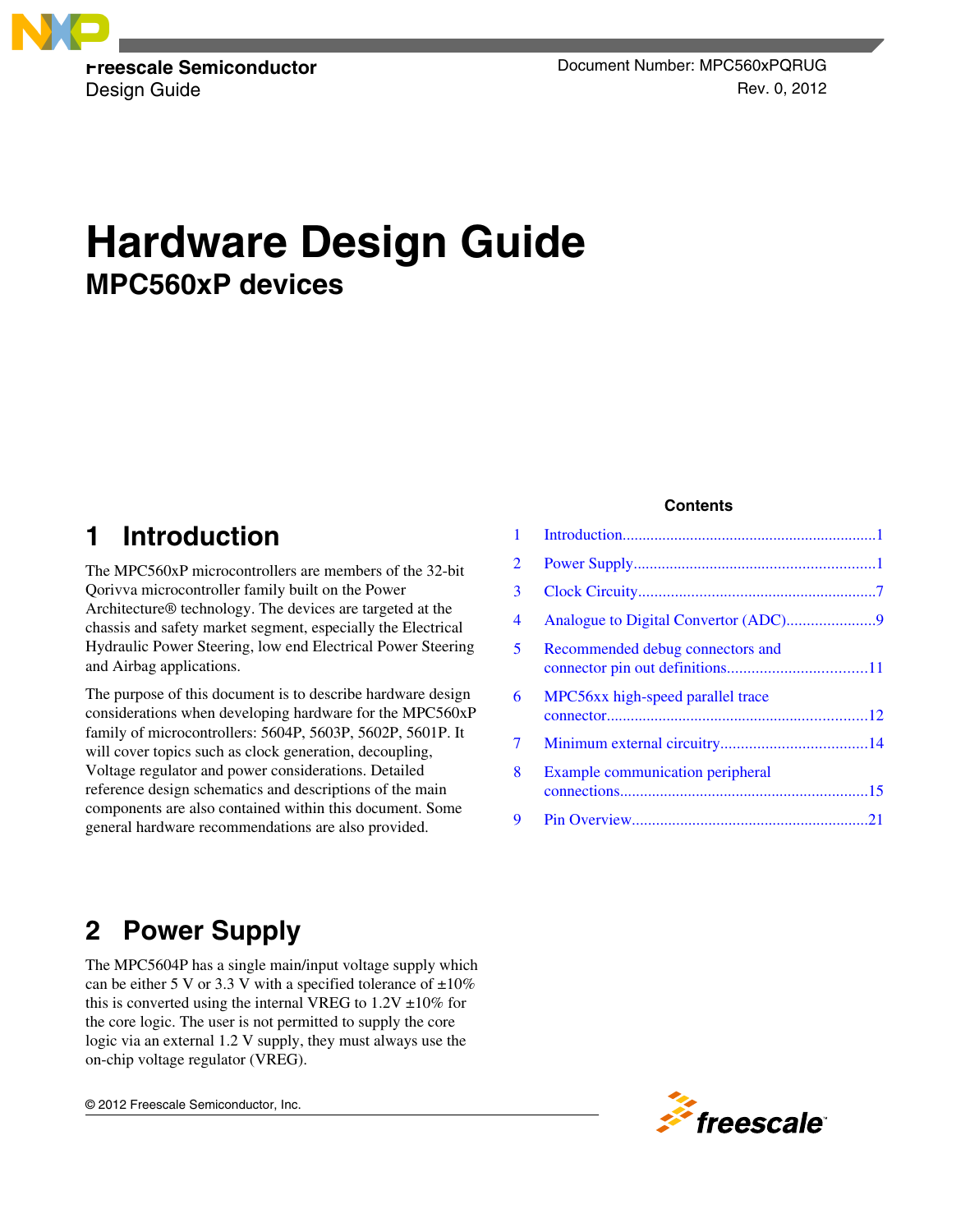Freescale Semiconductor
Design Guide

Document Number: MPC560xPQRUG
Rev. 0, 2012

# Hardware Design Guide

## MPC560xP devices

**Contents**

| | | |
|---|---|---|
| 1 | Introduction | 1 |
| 2 | Power Supply | 1 |
| 3 | Clock Circuity | 7 |
| 4 | Analogue to Digital Convertor (ADC) | 9 |
| 5 | Recommended debug connectors and connector pin out definitions | 11 |
| 6 | MPC56xx high-speed parallel trace connector | 12 |
| 7 | Minimum external circuitry | 14 |
| 8 | Example communication peripheral connections | 15 |
| 9 | Pin Overview | 21 |

## 1 Introduction

The MPC560xP microcontrollers are members of the 32-bit Qorivva microcontroller family built on the Power Architecture® technology. The devices are targeted at the chassis and safety market segment, especially the Electrical Hydraulic Power Steering, low end Electrical Power Steering and Airbag applications.

The purpose of this document is to describe hardware design considerations when developing hardware for the MPC560xP family of microcontrollers: 5604P, 5603P, 5602P, 5601P. It will cover topics such as clock generation, decoupling, Voltage regulator and power considerations. Detailed reference design schematics and descriptions of the main components are also contained within this document. Some general hardware recommendations are also provided.

## 2 Power Supply

The MPC5604P has a single main/input voltage supply which can be either 5 V or 3.3 V with a specified tolerance of ±10% this is converted using the internal VREG to 1.2V ±10% for the core logic. The user is not permitted to supply the core logic via an external 1.2 V supply, they must always use the on-chip voltage regulator (VREG).

© 2012 Freescale Semiconductor, Inc.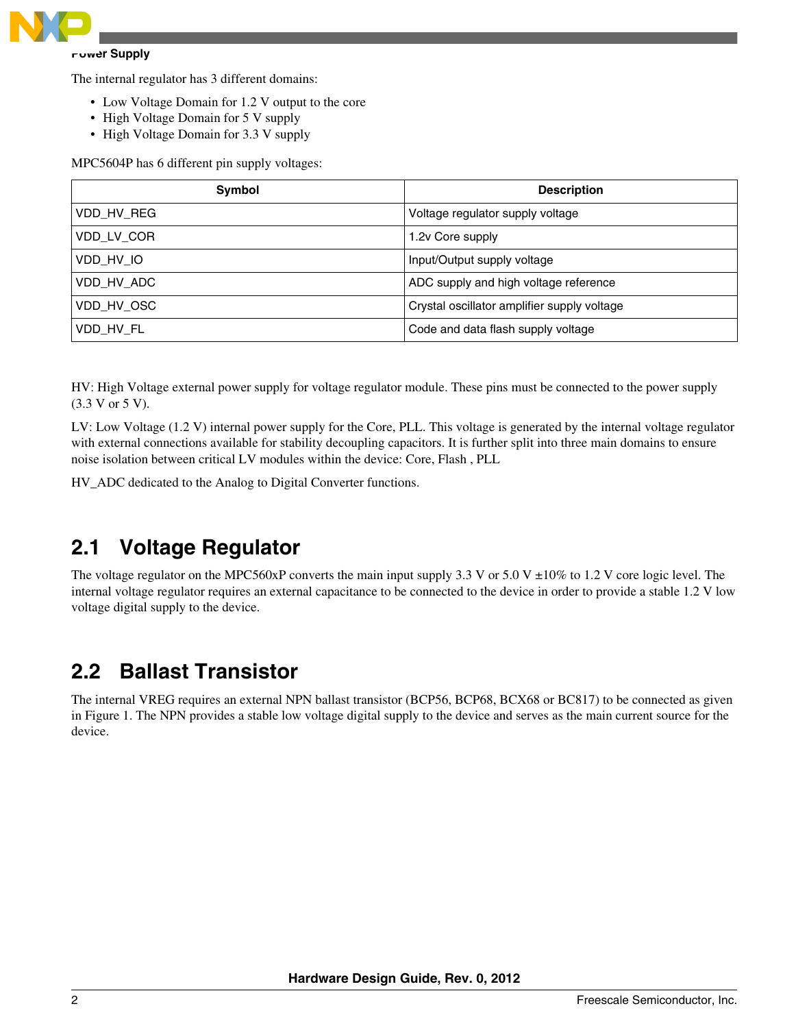The internal regulator has 3 different domains:

- Low Voltage Domain for 1.2 V output to the core
- High Voltage Domain for 5 V supply
- High Voltage Domain for 3.3 V supply

MPC5604P has 6 different pin supply voltages:

| Symbol | Description |
| --- | --- |
| VDD_HV_REG | Voltage regulator supply voltage |
| VDD_LV_COR | 1.2v Core supply |
| VDD_HV_IO | Input/Output supply voltage |
| VDD_HV_ADC | ADC supply and high voltage reference |
| VDD_HV_OSC | Crystal oscillator amplifier supply voltage |
| VDD_HV_FL | Code and data flash supply voltage |

HV: High Voltage external power supply for voltage regulator module. These pins must be connected to the power supply (3.3 V or 5 V).

LV: Low Voltage (1.2 V) internal power supply for the Core, PLL. This voltage is generated by the internal voltage regulator with external connections available for stability decoupling capacitors. It is further split into three main domains to ensure noise isolation between critical LV modules within the device: Core, Flash , PLL

HV_ADC dedicated to the Analog to Digital Converter functions.

## 2.1 Voltage Regulator

The voltage regulator on the MPC560xP converts the main input supply 3.3 V or 5.0 V ±10% to 1.2 V core logic level. The internal voltage regulator requires an external capacitance to be connected to the device in order to provide a stable 1.2 V low voltage digital supply to the device.

## 2.2 Ballast Transistor

The internal VREG requires an external NPN ballast transistor (BCP56, BCP68, BCX68 or BC817) to be connected as given in Figure 1. The NPN provides a stable low voltage digital supply to the device and serves as the main current source for the device.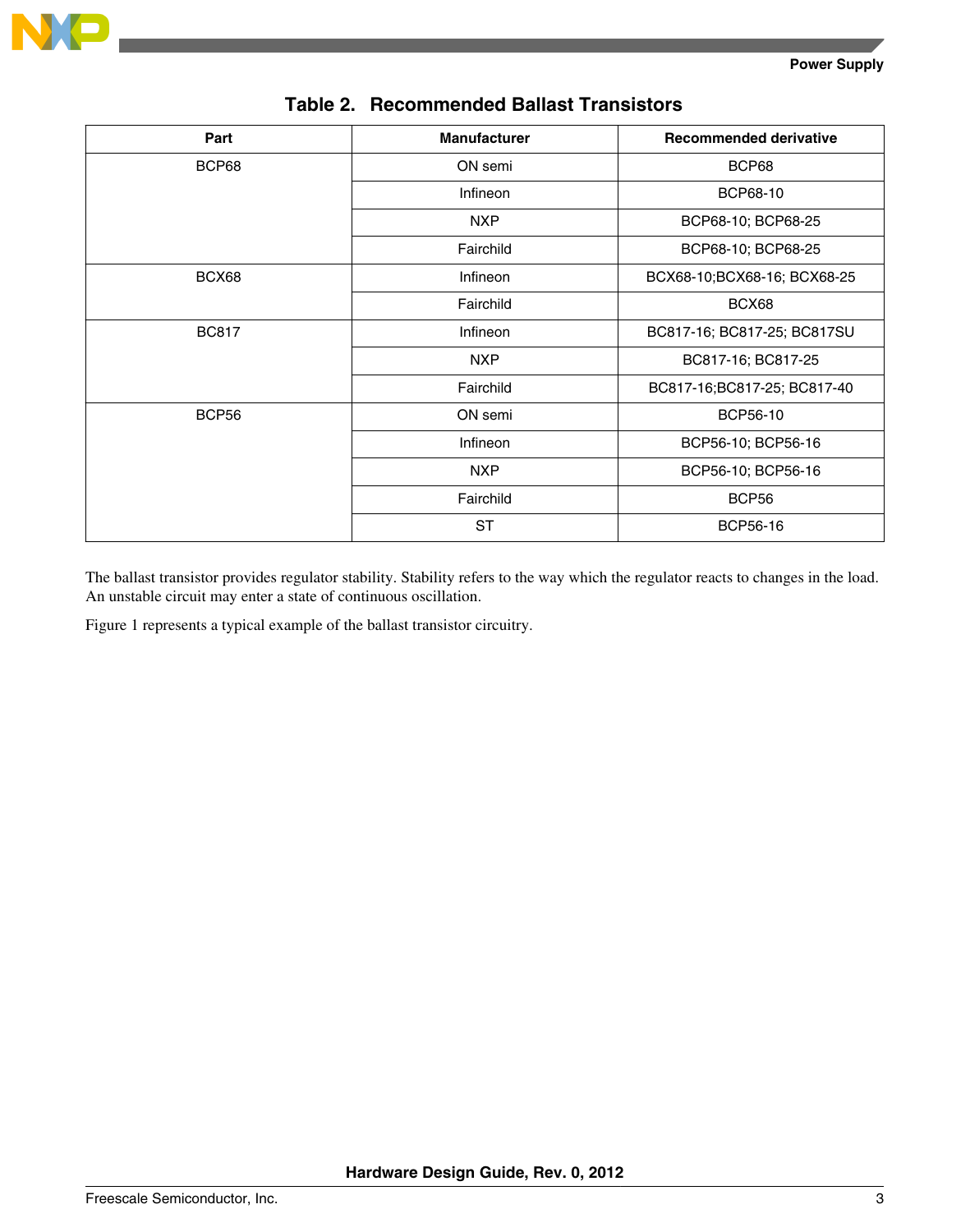**Table 2. Recommended Ballast Transistors**

| Part | Manufacturer | Recommended derivative |
|---|---|---|
| BCP68 | ON semi | BCP68 |
| | Infineon | BCP68-10 |
| | NXP | BCP68-10; BCP68-25 |
| | Fairchild | BCP68-10; BCP68-25 |
| BCX68 | Infineon | BCX68-10;BCX68-16; BCX68-25 |
| | Fairchild | BCX68 |
| BC817 | Infineon | BC817-16; BC817-25; BC817SU |
| | NXP | BC817-16; BC817-25 |
| | Fairchild | BC817-16;BC817-25; BC817-40 |
| BCP56 | ON semi | BCP56-10 |
| | Infineon | BCP56-10; BCP56-16 |
| | NXP | BCP56-10; BCP56-16 |
| | Fairchild | BCP56 |
| | ST | BCP56-16 |

The ballast transistor provides regulator stability. Stability refers to the way which the regulator reacts to changes in the load. An unstable circuit may enter a state of continuous oscillation.

Figure 1 represents a typical example of the ballast transistor circuitry.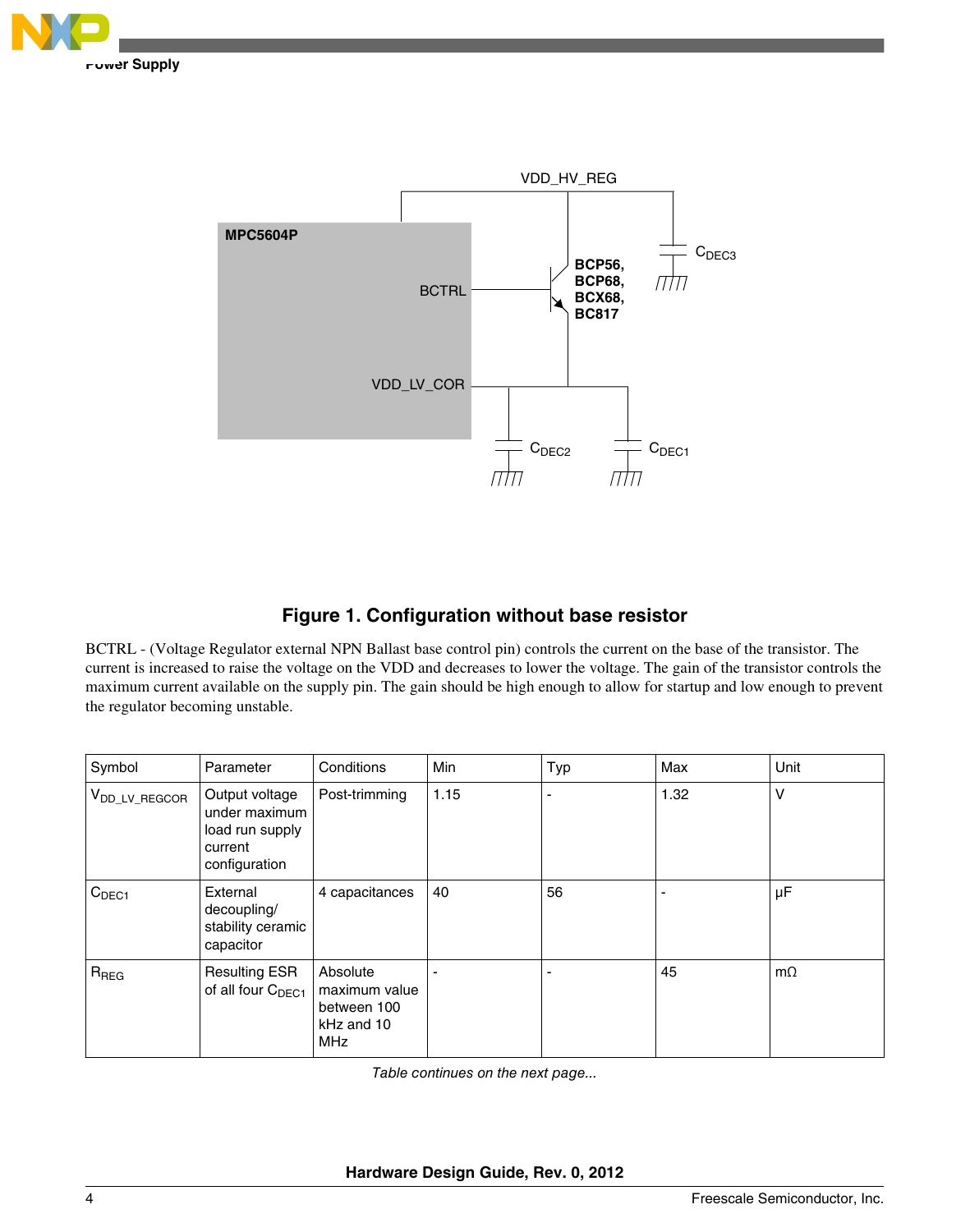**Figure 1. Configuration without base resistor**

BCTRL - (Voltage Regulator external NPN Ballast base control pin) controls the current on the base of the transistor. The current is increased to raise the voltage on the VDD and decreases to lower the voltage. The gain of the transistor controls the maximum current available on the supply pin. The gain should be high enough to allow for startup and low enough to prevent the regulator becoming unstable.

| Symbol | Parameter | Conditions | Min | Typ | Max | Unit |
|---|---|---|---|---|---|---|
| $V_{DD\_LV\_REGCOR}$ | Output voltage under maximum load run supply current configuration | Post-trimming | 1.15 | - | 1.32 | V |
| $C_{DEC1}$ | External decoupling/ stability ceramic capacitor | 4 capacitances | 40 | 56 | - | µF |
| $R_{REG}$ | Resulting ESR of all four $C_{DEC1}$ | Absolute maximum value between 100 kHz and 10 MHz | - | - | 45 | mΩ |

*Table continues on the next page...*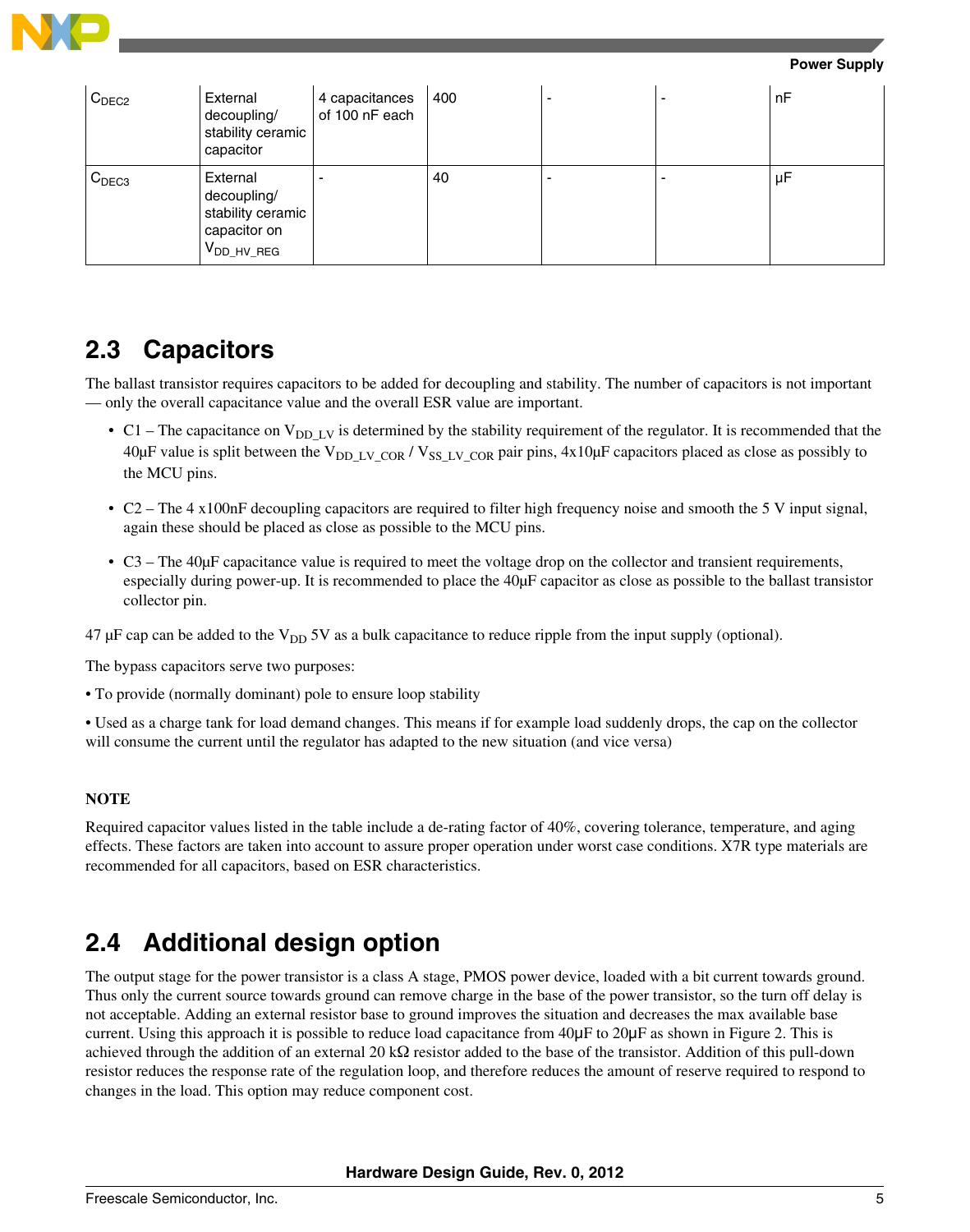| $C_{DEC2}$ | External decoupling/ stability ceramic capacitor | 4 capacitances of 100 nF each | 400 | - | - | nF |
|---|---|---|---|---|---|---|
| $C_{DEC3}$ | External decoupling/ stability ceramic capacitor on $V_{DD\_HV\_REG}$ | - | 40 | - | - | µF |

## 2.3 Capacitors

The ballast transistor requires capacitors to be added for decoupling and stability. The number of capacitors is not important — only the overall capacitance value and the overall ESR value are important.

- C1 – The capacitance on $V_{DD\_LV}$ is determined by the stability requirement of the regulator. It is recommended that the 40µF value is split between the $V_{DD\_LV\_COR}$ / $V_{SS\_LV\_COR}$ pair pins, 4x10µF capacitors placed as close as possibly to the MCU pins.
- C2 – The 4 x100nF decoupling capacitors are required to filter high frequency noise and smooth the 5 V input signal, again these should be placed as close as possible to the MCU pins.
- C3 – The 40µF capacitance value is required to meet the voltage drop on the collector and transient requirements, especially during power-up. It is recommended to place the 40µF capacitor as close as possible to the ballast transistor collector pin.

47 µF cap can be added to the $V_{DD}$ 5V as a bulk capacitance to reduce ripple from the input supply (optional).

The bypass capacitors serve two purposes:

• To provide (normally dominant) pole to ensure loop stability

• Used as a charge tank for load demand changes. This means if for example load suddenly drops, the cap on the collector will consume the current until the regulator has adapted to the new situation (and vice versa)

**NOTE**

Required capacitor values listed in the table include a de-rating factor of 40%, covering tolerance, temperature, and aging effects. These factors are taken into account to assure proper operation under worst case conditions. X7R type materials are recommended for all capacitors, based on ESR characteristics.

## 2.4 Additional design option

The output stage for the power transistor is a class A stage, PMOS power device, loaded with a bit current towards ground. Thus only the current source towards ground can remove charge in the base of the power transistor, so the turn off delay is not acceptable. Adding an external resistor base to ground improves the situation and decreases the max available base current. Using this approach it is possible to reduce load capacitance from 40µF to 20µF as shown in Figure 2. This is achieved through the addition of an external 20 kΩ resistor added to the base of the transistor. Addition of this pull-down resistor reduces the response rate of the regulation loop, and therefore reduces the amount of reserve required to respond to changes in the load. This option may reduce component cost.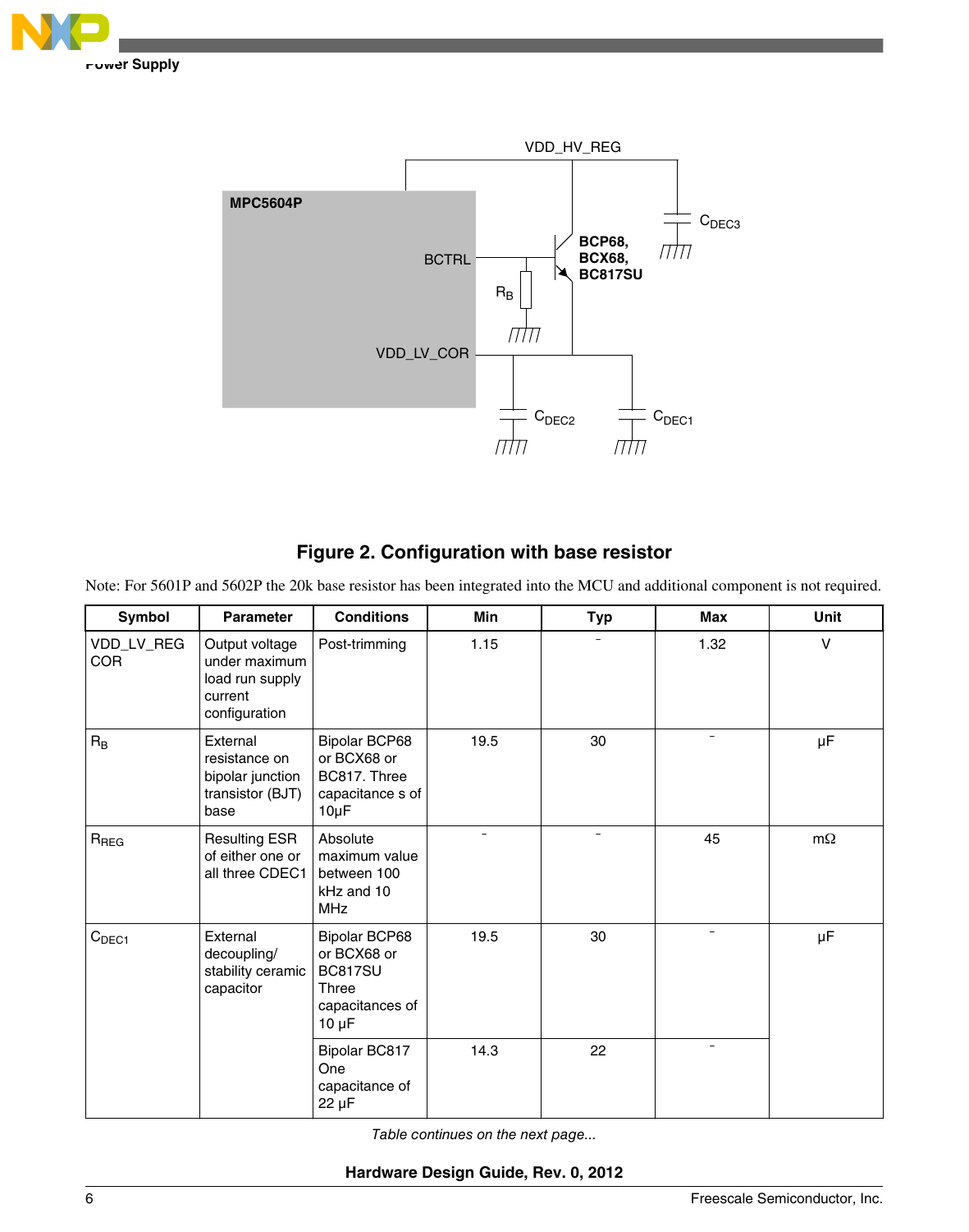Figure 2. Configuration with base resistor

Note: For 5601P and 5602P the 20k base resistor has been integrated into the MCU and additional component is not required.

| Symbol | Parameter | Conditions | Min | Typ | Max | Unit |
|---|---|---|---|---|---|---|
| VDD_LV_REG COR | Output voltage under maximum load run supply current configuration | Post-trimming | 1.15 | – | 1.32 | V |
| $R_B$ | External resistance on bipolar junction transistor (BJT) base | Bipolar BCP68 or BCX68 or BC817. Three capacitance s of 10µF | 19.5 | 30 | – | µF |
| $R_{REG}$ | Resulting ESR of either one or all three CDEC1 | Absolute maximum value between 100 kHz and 10 MHz | – | – | 45 | mΩ |
| $C_{DEC1}$ | External decoupling/ stability ceramic capacitor | Bipolar BCP68 or BCX68 or BC817SU Three capacitances of 10 µF | 19.5 | 30 | – | µF |
| | | Bipolar BC817 One capacitance of 22 µF | 14.3 | 22 | – | |

*Table continues on the next page...*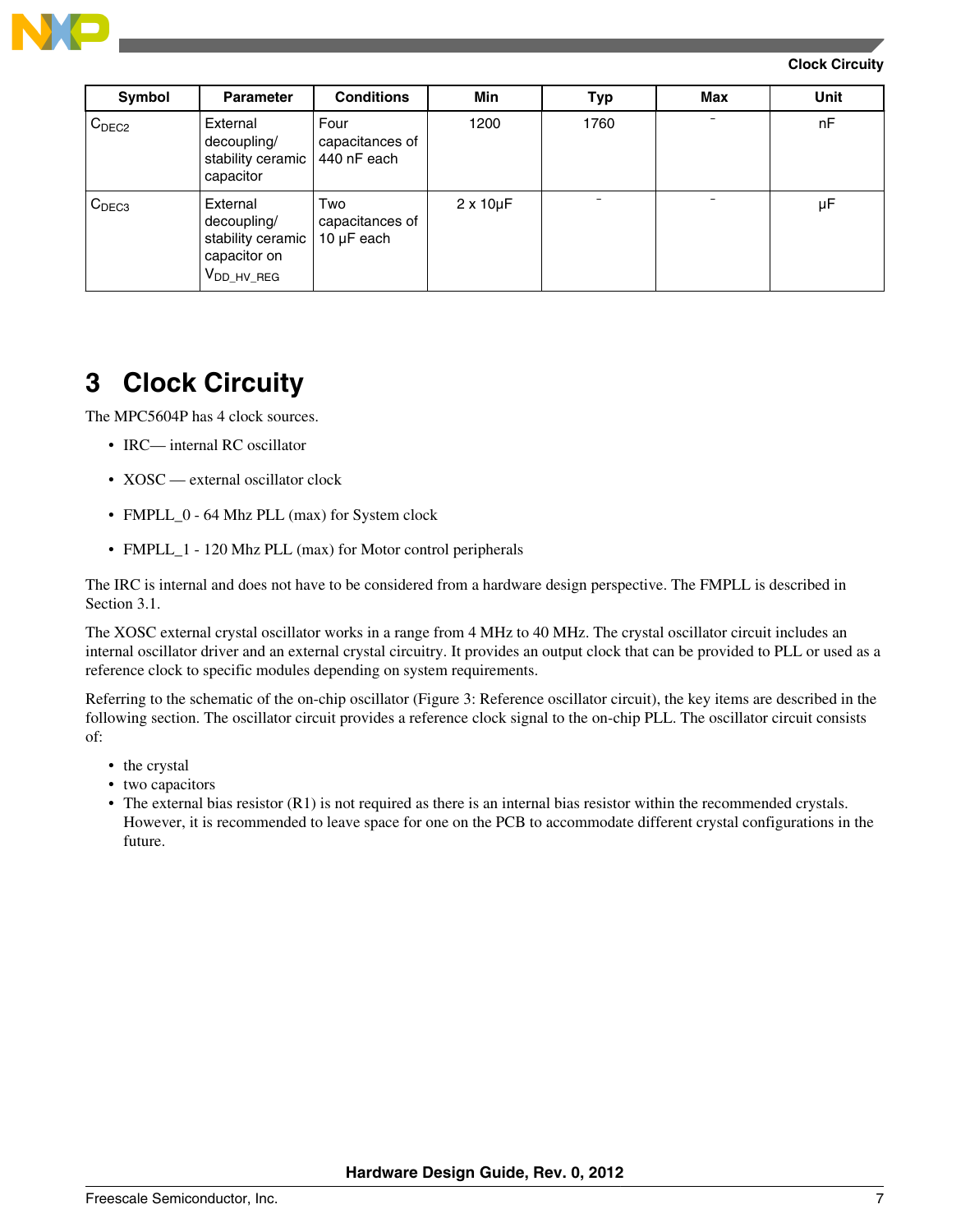| Symbol | Parameter | Conditions | Min | Typ | Max | Unit |
|---|---|---|---|---|---|---|
| $C_{DEC2}$ | External decoupling/ stability ceramic capacitor | Four capacitances of 440 nF each | 1200 | 1760 | – | nF |
| $C_{DEC3}$ | External decoupling/ stability ceramic capacitor on $V_{DD\_HV\_REG}$ | Two capacitances of 10 µF each | 2 x 10µF | – | – | µF |

# 3 Clock Circuity

The MPC5604P has 4 clock sources.

- IRC— internal RC oscillator
- XOSC — external oscillator clock
- FMPLL_0 - 64 Mhz PLL (max) for System clock
- FMPLL_1 - 120 Mhz PLL (max) for Motor control peripherals

The IRC is internal and does not have to be considered from a hardware design perspective. The FMPLL is described in Section 3.1.

The XOSC external crystal oscillator works in a range from 4 MHz to 40 MHz. The crystal oscillator circuit includes an internal oscillator driver and an external crystal circuitry. It provides an output clock that can be provided to PLL or used as a reference clock to specific modules depending on system requirements.

Referring to the schematic of the on-chip oscillator (Figure 3: Reference oscillator circuit), the key items are described in the following section. The oscillator circuit provides a reference clock signal to the on-chip PLL. The oscillator circuit consists of:

- the crystal
- two capacitors
- The external bias resistor (R1) is not required as there is an internal bias resistor within the recommended crystals. However, it is recommended to leave space for one on the PCB to accommodate different crystal configurations in the future.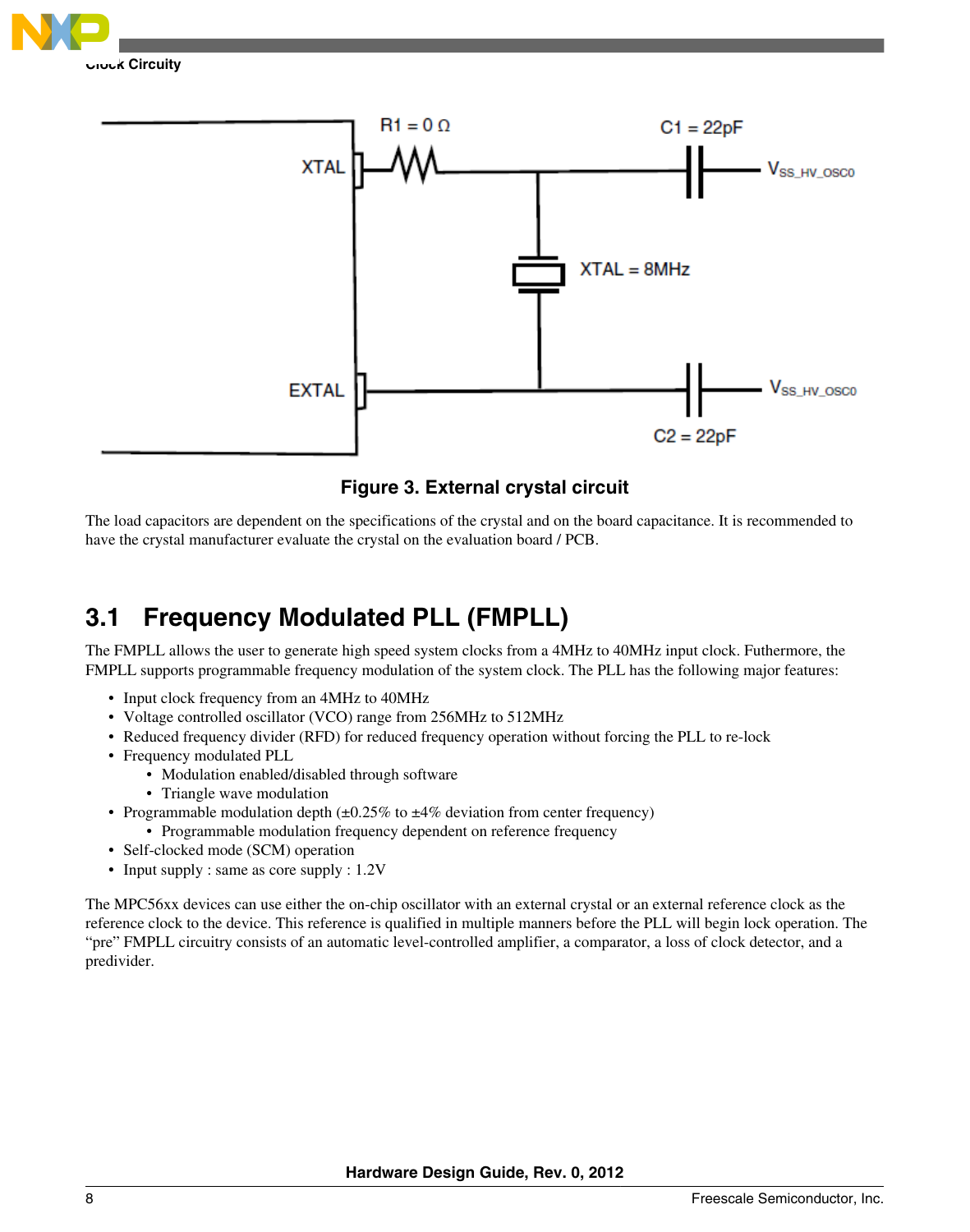**Figure 3. External crystal circuit**

The load capacitors are dependent on the specifications of the crystal and on the board capacitance. It is recommended to have the crystal manufacturer evaluate the crystal on the evaluation board / PCB.

## 3.1 Frequency Modulated PLL (FMPLL)

The FMPLL allows the user to generate high speed system clocks from a 4MHz to 40MHz input clock. Futhermore, the FMPLL supports programmable frequency modulation of the system clock. The PLL has the following major features:

- Input clock frequency from an 4MHz to 40MHz
- Voltage controlled oscillator (VCO) range from 256MHz to 512MHz
- Reduced frequency divider (RFD) for reduced frequency operation without forcing the PLL to re-lock
- Frequency modulated PLL
  - Modulation enabled/disabled through software
  - Triangle wave modulation
- Programmable modulation depth (±0.25% to ±4% deviation from center frequency)
  - Programmable modulation frequency dependent on reference frequency
- Self-clocked mode (SCM) operation
- Input supply : same as core supply : 1.2V

The MPC56xx devices can use either the on-chip oscillator with an external crystal or an external reference clock as the reference clock to the device. This reference is qualified in multiple manners before the PLL will begin lock operation. The "pre" FMPLL circuitry consists of an automatic level-controlled amplifier, a comparator, a loss of clock detector, and a predivider.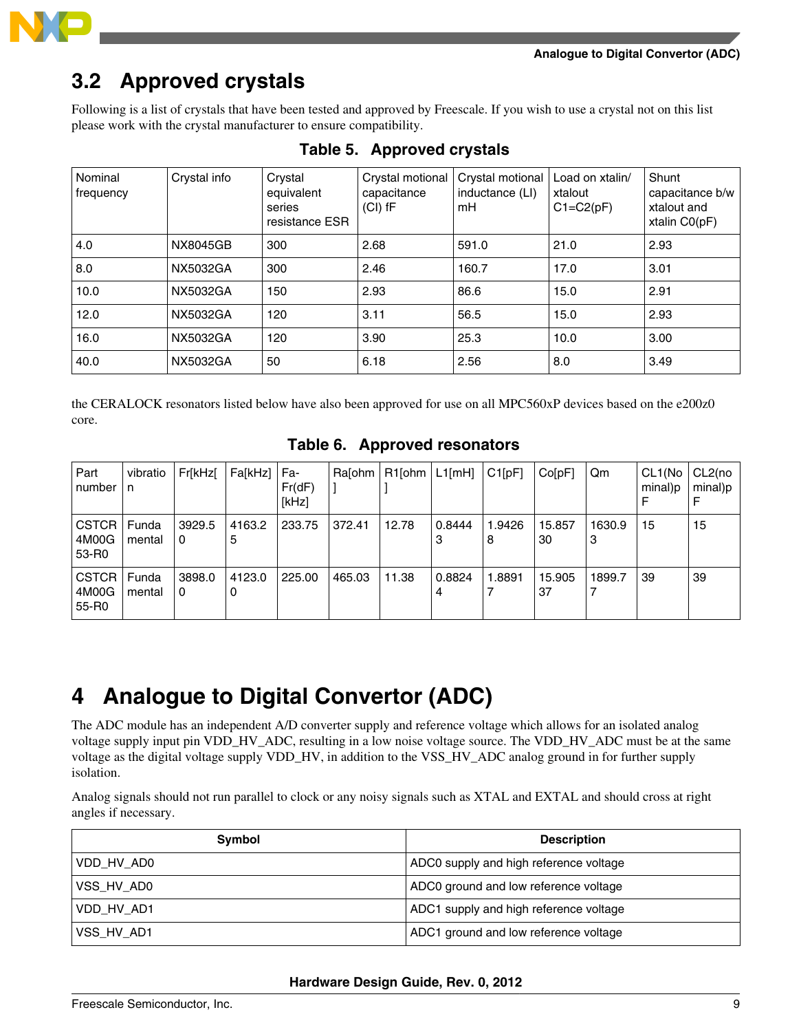## 3.2 Approved crystals

Following is a list of crystals that have been tested and approved by Freescale. If you wish to use a crystal not on this list please work with the crystal manufacturer to ensure compatibility.

**Table 5. Approved crystals**

| Nominal frequency | Crystal info | Crystal equivalent series resistance ESR | Crystal motional capacitance (Cl) fF | Crystal motional inductance (Ll) mH | Load on xtalin/ xtalout C1=C2(pF) | Shunt capacitance b/w xtalout and xtalin C0(pF) |
|---|---|---|---|---|---|---|
| 4.0 | NX8045GB | 300 | 2.68 | 591.0 | 21.0 | 2.93 |
| 8.0 | NX5032GA | 300 | 2.46 | 160.7 | 17.0 | 3.01 |
| 10.0 | NX5032GA | 150 | 2.93 | 86.6 | 15.0 | 2.91 |
| 12.0 | NX5032GA | 120 | 3.11 | 56.5 | 15.0 | 2.93 |
| 16.0 | NX5032GA | 120 | 3.90 | 25.3 | 10.0 | 3.00 |
| 40.0 | NX5032GA | 50 | 6.18 | 2.56 | 8.0 | 3.49 |

the CERALOCK resonators listed below have also been approved for use on all MPC560xP devices based on the e200z0 core.

**Table 6. Approved resonators**

| Part number | vibration | Fr[kHz[ | Fa[kHz] | Fa-Fr(dF) [kHz] | Ra[ohm] | R1[ohm] | L1[mH] | C1[pF] | Co[pF] | Qm | CL1(Nominal)pF | CL2(nominal)pF |
|---|---|---|---|---|---|---|---|---|---|---|---|---|
| CSTCR4M00G53-R0 | Fundamental | 3929.50 | 4163.25 | 233.75 | 372.41 | 12.78 | 0.84443 | 1.94268 | 15.85730 | 1630.93 | 15 | 15 |
| CSTCR4M00G55-R0 | Fundamental | 3898.00 | 4123.00 | 225.00 | 465.03 | 11.38 | 0.88244 | 1.88917 | 15.90537 | 1899.77 | 39 | 39 |

# 4 Analogue to Digital Convertor (ADC)

The ADC module has an independent A/D converter supply and reference voltage which allows for an isolated analog voltage supply input pin VDD_HV_ADC, resulting in a low noise voltage source. The VDD_HV_ADC must be at the same voltage as the digital voltage supply VDD_HV, in addition to the VSS_HV_ADC analog ground in for further supply isolation.

Analog signals should not run parallel to clock or any noisy signals such as XTAL and EXTAL and should cross at right angles if necessary.

| Symbol | Description |
|---|---|
| VDD_HV_AD0 | ADC0 supply and high reference voltage |
| VSS_HV_AD0 | ADC0 ground and low reference voltage |
| VDD_HV_AD1 | ADC1 supply and high reference voltage |
| VSS_HV_AD1 | ADC1 ground and low reference voltage |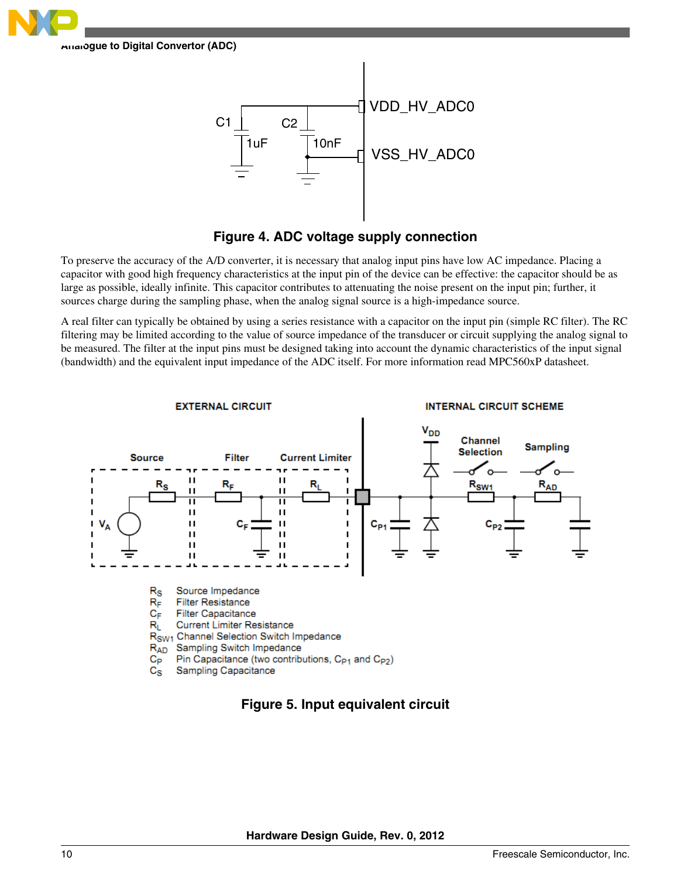**Figure 4. ADC voltage supply connection**

To preserve the accuracy of the A/D converter, it is necessary that analog input pins have low AC impedance. Placing a capacitor with good high frequency characteristics at the input pin of the device can be effective: the capacitor should be as large as possible, ideally infinite. This capacitor contributes to attenuating the noise present on the input pin; further, it sources charge during the sampling phase, when the analog signal source is a high-impedance source.

A real filter can typically be obtained by using a series resistance with a capacitor on the input pin (simple RC filter). The RC filtering may be limited according to the value of source impedance of the transducer or circuit supplying the analog signal to be measured. The filter at the input pins must be designed taking into account the dynamic characteristics of the input signal (bandwidth) and the equivalent input impedance of the ADC itself. For more information read MPC560xP datasheet.

$R_S$ Source Impedance
$R_F$ Filter Resistance
$C_F$ Filter Capacitance
$R_L$ Current Limiter Resistance
$R_{SW1}$ Channel Selection Switch Impedance
$R_{AD}$ Sampling Switch Impedance
$C_P$ Pin Capacitance (two contributions, $C_{P1}$ and $C_{P2}$)
$C_S$ Sampling Capacitance

**Figure 5. Input equivalent circuit**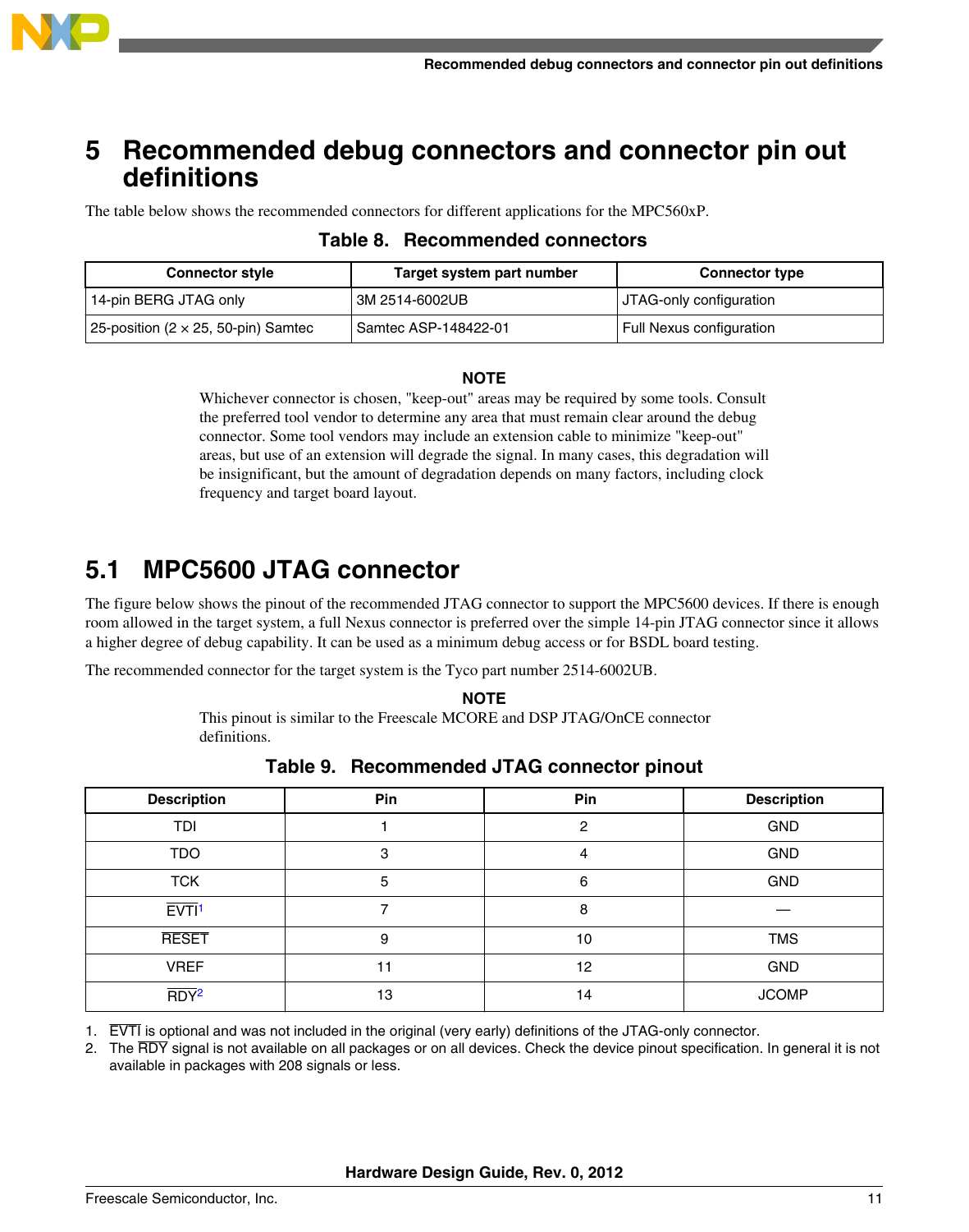# 5 Recommended debug connectors and connector pin out definitions

The table below shows the recommended connectors for different applications for the MPC560xP.

**Table 8. Recommended connectors**

| Connector style | Target system part number | Connector type |
|---|---|---|
| 14-pin BERG JTAG only | 3M 2514-6002UB | JTAG-only configuration |
| 25-position (2 × 25, 50-pin) Samtec | Samtec ASP-148422-01 | Full Nexus configuration |

**NOTE**

Whichever connector is chosen, "keep-out" areas may be required by some tools. Consult the preferred tool vendor to determine any area that must remain clear around the debug connector. Some tool vendors may include an extension cable to minimize "keep-out" areas, but use of an extension will degrade the signal. In many cases, this degradation will be insignificant, but the amount of degradation depends on many factors, including clock frequency and target board layout.

## 5.1 MPC5600 JTAG connector

The figure below shows the pinout of the recommended JTAG connector to support the MPC5600 devices. If there is enough room allowed in the target system, a full Nexus connector is preferred over the simple 14-pin JTAG connector since it allows a higher degree of debug capability. It can be used as a minimum debug access or for BSDL board testing.

The recommended connector for the target system is the Tyco part number 2514-6002UB.

**NOTE**

This pinout is similar to the Freescale MCORE and DSP JTAG/OnCE connector definitions.

**Table 9. Recommended JTAG connector pinout**

| Description | Pin | Pin | Description |
|---|---|---|---|
| TDI | 1 | 2 | GND |
| TDO | 3 | 4 | GND |
| TCK | 5 | 6 | GND |
| $\overline{\text{EVTI}}$[1] | 7 | 8 | — |
| $\overline{\text{RESET}}$ | 9 | 10 | TMS |
| VREF | 11 | 12 | GND |
| $\overline{\text{RDY}}$[2] | 13 | 14 | JCOMP |

1. $\overline{\text{EVTI}}$ is optional and was not included in the original (very early) definitions of the JTAG-only connector.
2. The $\overline{\text{RDY}}$ signal is not available on all packages or on all devices. Check the device pinout specification. In general it is not available in packages with 208 signals or less.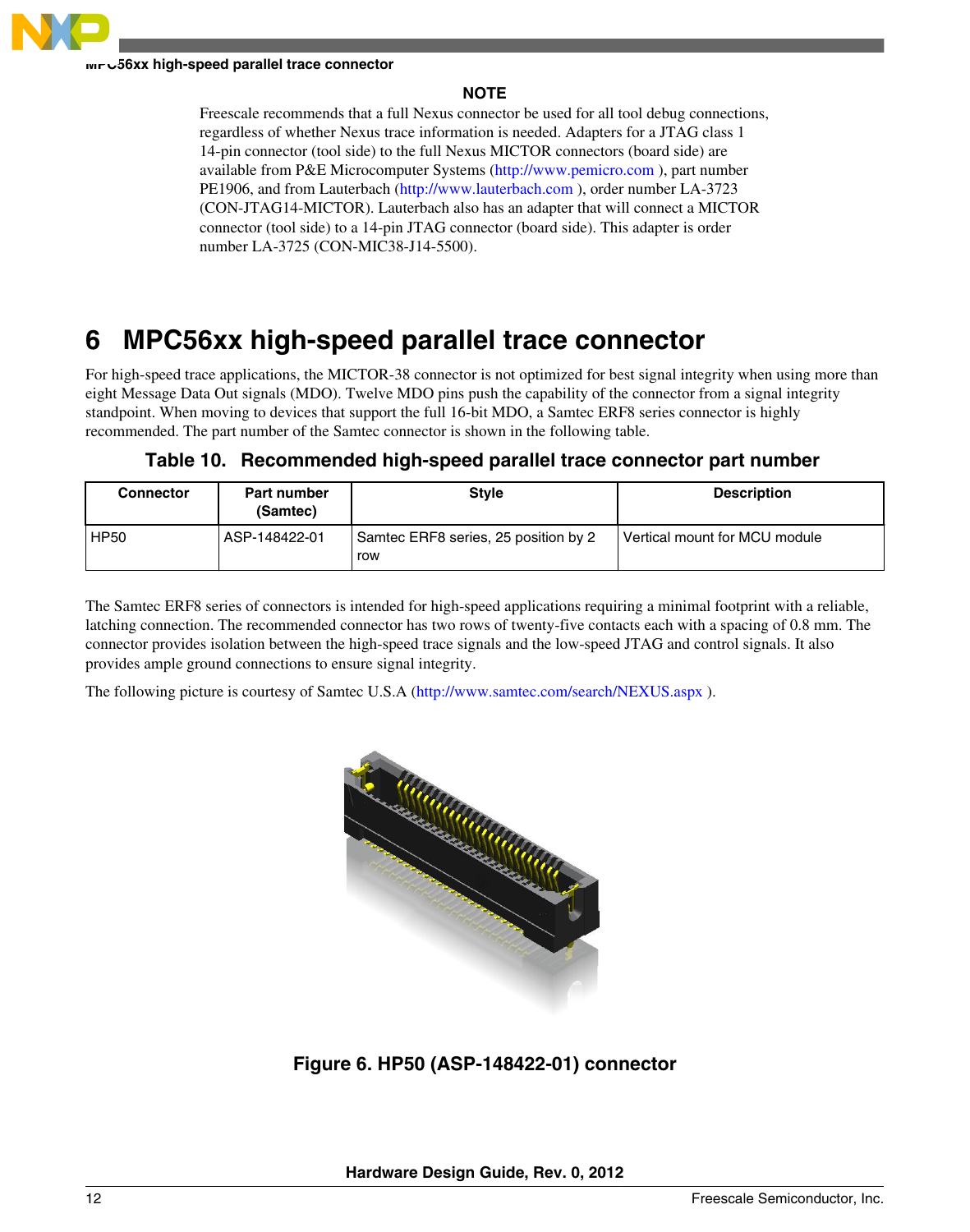**NOTE**

Freescale recommends that a full Nexus connector be used for all tool debug connections, regardless of whether Nexus trace information is needed. Adapters for a JTAG class 1 14-pin connector (tool side) to the full Nexus MICTOR connectors (board side) are available from P&E Microcomputer Systems (http://www.pemicro.com ), part number PE1906, and from Lauterbach (http://www.lauterbach.com ), order number LA-3723 (CON-JTAG14-MICTOR). Lauterbach also has an adapter that will connect a MICTOR connector (tool side) to a 14-pin JTAG connector (board side). This adapter is order number LA-3725 (CON-MIC38-J14-5500).

# 6 MPC56xx high-speed parallel trace connector

For high-speed trace applications, the MICTOR-38 connector is not optimized for best signal integrity when using more than eight Message Data Out signals (MDO). Twelve MDO pins push the capability of the connector from a signal integrity standpoint. When moving to devices that support the full 16-bit MDO, a Samtec ERF8 series connector is highly recommended. The part number of the Samtec connector is shown in the following table.

**Table 10. Recommended high-speed parallel trace connector part number**

| Connector | Part number (Samtec) | Style | Description |
|---|---|---|---|
| HP50 | ASP-148422-01 | Samtec ERF8 series, 25 position by 2 row | Vertical mount for MCU module |

The Samtec ERF8 series of connectors is intended for high-speed applications requiring a minimal footprint with a reliable, latching connection. The recommended connector has two rows of twenty-five contacts each with a spacing of 0.8 mm. The connector provides isolation between the high-speed trace signals and the low-speed JTAG and control signals. It also provides ample ground connections to ensure signal integrity.

The following picture is courtesy of Samtec U.S.A (http://www.samtec.com/search/NEXUS.aspx ).

**Figure 6. HP50 (ASP-148422-01) connector**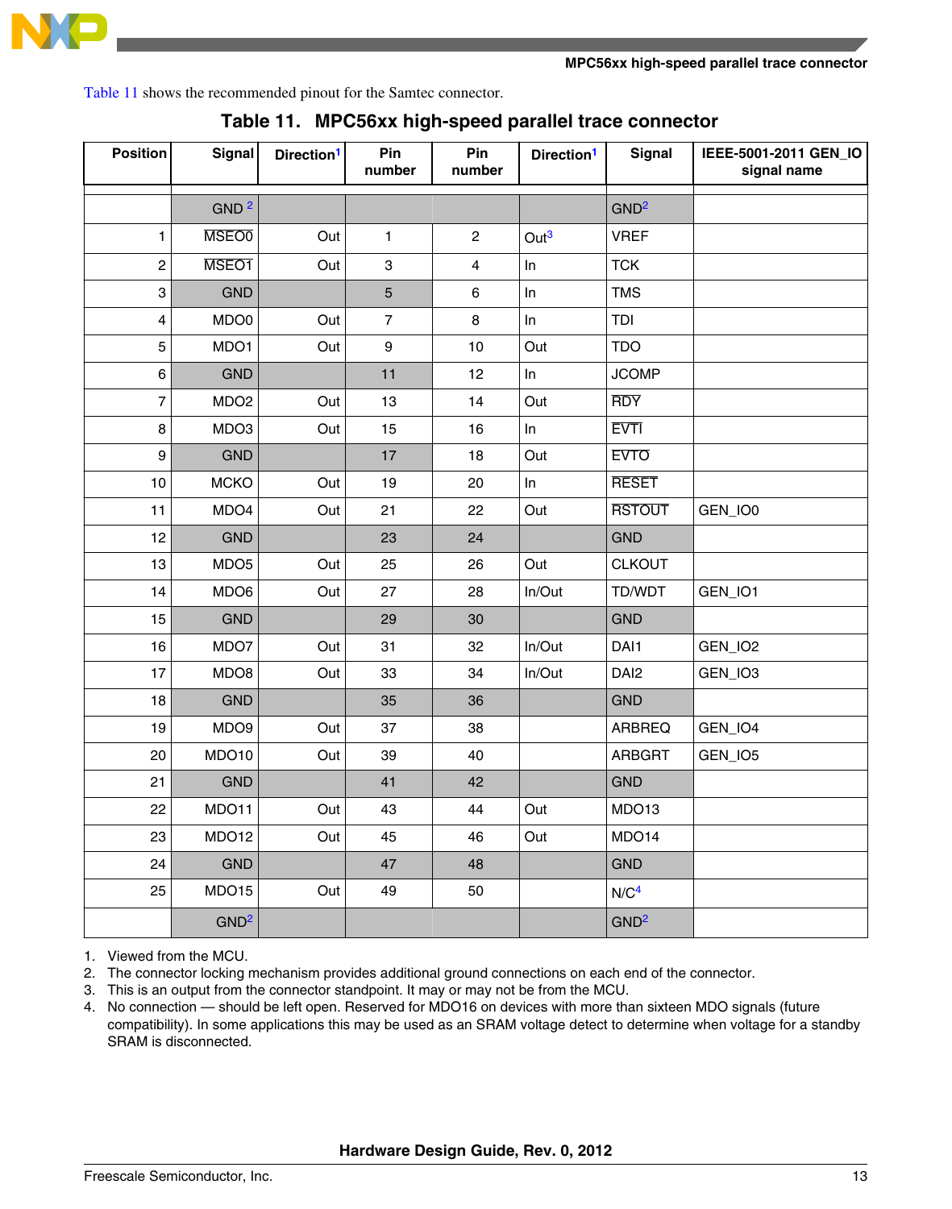Table 11 shows the recommended pinout for the Samtec connector.

**Table 11. MPC56xx high-speed parallel trace connector**

| Position | Signal | Direction[1] | Pin number | Pin number | Direction[1] | Signal | IEEE-5001-2011 GEN_IO signal name |
|---|---|---|---|---|---|---|---|
| | GND[2] | | | | | GND[2] | |
| 1 | MSEO0 | Out | 1 | 2 | Out[3] | VREF | |
| 2 | MSEO1 | Out | 3 | 4 | In | TCK | |
| 3 | GND | | 5 | 6 | In | TMS | |
| 4 | MDO0 | Out | 7 | 8 | In | TDI | |
| 5 | MDO1 | Out | 9 | 10 | Out | TDO | |
| 6 | GND | | 11 | 12 | In | JCOMP | |
| 7 | MDO2 | Out | 13 | 14 | Out | RDY | |
| 8 | MDO3 | Out | 15 | 16 | In | EVTI | |
| 9 | GND | | 17 | 18 | Out | EVTO | |
| 10 | MCKO | Out | 19 | 20 | In | RESET | |
| 11 | MDO4 | Out | 21 | 22 | Out | RSTOUT | GEN_IO0 |
| 12 | GND | | 23 | 24 | | GND | |
| 13 | MDO5 | Out | 25 | 26 | Out | CLKOUT | |
| 14 | MDO6 | Out | 27 | 28 | In/Out | TD/WDT | GEN_IO1 |
| 15 | GND | | 29 | 30 | | GND | |
| 16 | MDO7 | Out | 31 | 32 | In/Out | DAI1 | GEN_IO2 |
| 17 | MDO8 | Out | 33 | 34 | In/Out | DAI2 | GEN_IO3 |
| 18 | GND | | 35 | 36 | | GND | |
| 19 | MDO9 | Out | 37 | 38 | | ARBREQ | GEN_IO4 |
| 20 | MDO10 | Out | 39 | 40 | | ARBGRT | GEN_IO5 |
| 21 | GND | | 41 | 42 | | GND | |
| 22 | MDO11 | Out | 43 | 44 | Out | MDO13 | |
| 23 | MDO12 | Out | 45 | 46 | Out | MDO14 | |
| 24 | GND | | 47 | 48 | | GND | |
| 25 | MDO15 | Out | 49 | 50 | | N/C[4] | |
| | GND[2] | | | | | GND[2] | |

1. Viewed from the MCU.
2. The connector locking mechanism provides additional ground connections on each end of the connector.
3. This is an output from the connector standpoint. It may or may not be from the MCU.
4. No connection — should be left open. Reserved for MDO16 on devices with more than sixteen MDO signals (future compatibility). In some applications this may be used as an SRAM voltage detect to determine when voltage for a standby SRAM is disconnected.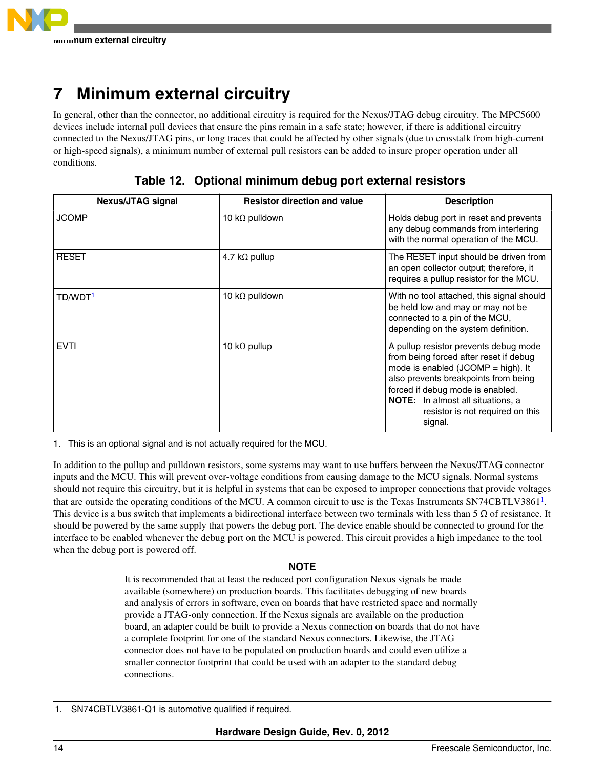# 7 Minimum external circuitry

In general, other than the connector, no additional circuitry is required for the Nexus/JTAG debug circuitry. The MPC5600 devices include internal pull devices that ensure the pins remain in a safe state; however, if there is additional circuitry connected to the Nexus/JTAG pins, or long traces that could be affected by other signals (due to crosstalk from high-current or high-speed signals), a minimum number of external pull resistors can be added to insure proper operation under all conditions.

**Table 12. Optional minimum debug port external resistors**

| Nexus/JTAG signal | Resistor direction and value | Description |
|---|---|---|
| JCOMP | 10 kΩ pulldown | Holds debug port in reset and prevents any debug commands from interfering with the normal operation of the MCU. |
| RESET | 4.7 kΩ pullup | The RESET input should be driven from an open collector output; therefore, it requires a pullup resistor for the MCU. |
| TD/WDT[1] | 10 kΩ pulldown | With no tool attached, this signal should be held low and may or may not be connected to a pin of the MCU, depending on the system definition. |
| EVTI | 10 kΩ pullup | A pullup resistor prevents debug mode from being forced after reset if debug mode is enabled (JCOMP = high). It also prevents breakpoints from being forced if debug mode is enabled. **NOTE:** In almost all situations, a resistor is not required on this signal. |

1. This is an optional signal and is not actually required for the MCU.

In addition to the pullup and pulldown resistors, some systems may want to use buffers between the Nexus/JTAG connector inputs and the MCU. This will prevent over-voltage conditions from causing damage to the MCU signals. Normal systems should not require this circuitry, but it is helpful in systems that can be exposed to improper connections that provide voltages that are outside the operating conditions of the MCU. A common circuit to use is the Texas Instruments SN74CBTLV3861[1]. This device is a bus switch that implements a bidirectional interface between two terminals with less than 5 Ω of resistance. It should be powered by the same supply that powers the debug port. The device enable should be connected to ground for the interface to be enabled whenever the debug port on the MCU is powered. This circuit provides a high impedance to the tool when the debug port is powered off.

**NOTE**

It is recommended that at least the reduced port configuration Nexus signals be made available (somewhere) on production boards. This facilitates debugging of new boards and analysis of errors in software, even on boards that have restricted space and normally provide a JTAG-only connection. If the Nexus signals are available on the production board, an adapter could be built to provide a Nexus connection on boards that do not have a complete footprint for one of the standard Nexus connectors. Likewise, the JTAG connector does not have to be populated on production boards and could even utilize a smaller connector footprint that could be used with an adapter to the standard debug connections.

1. SN74CBTLV3861-Q1 is automotive qualified if required.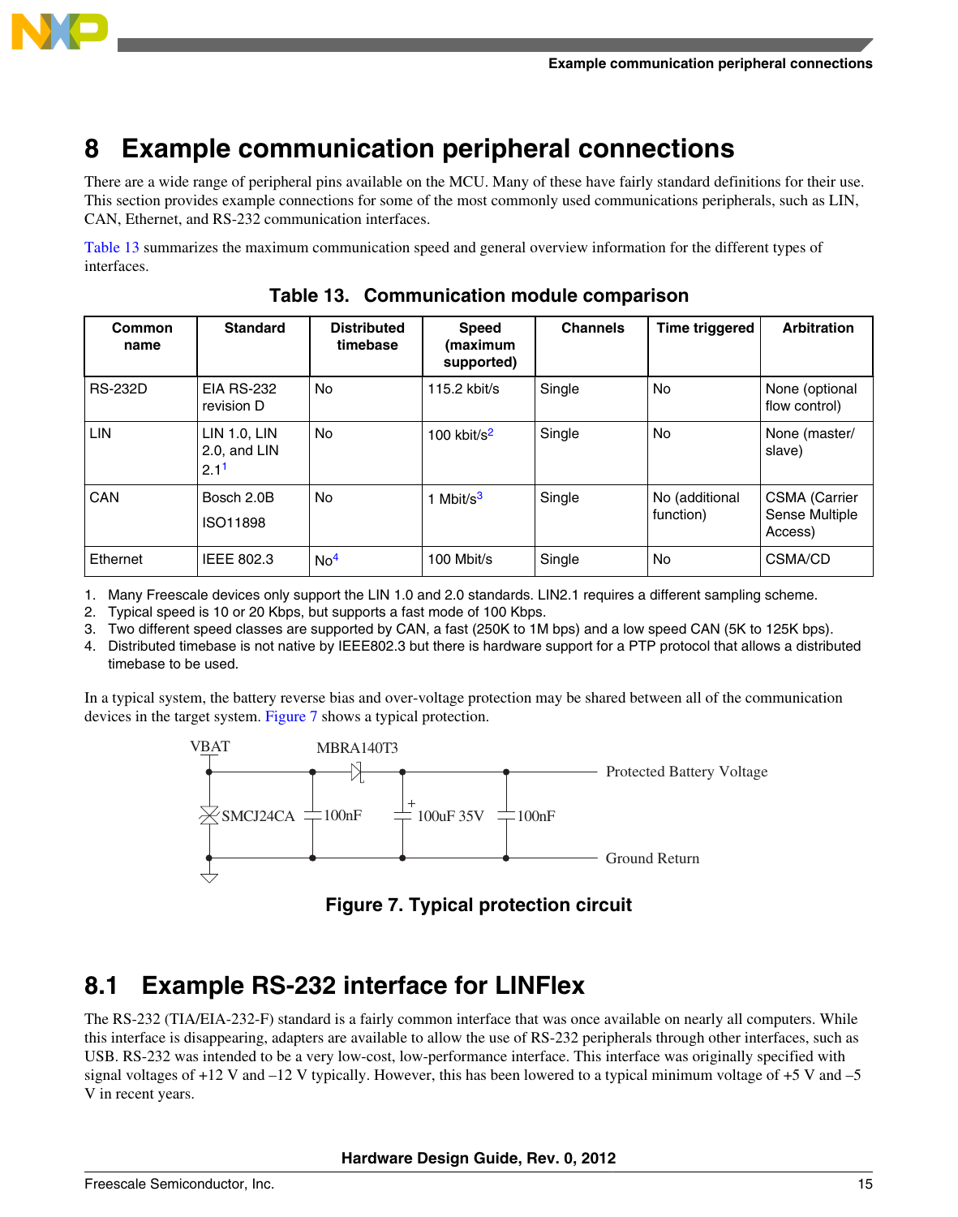# 8 Example communication peripheral connections

There are a wide range of peripheral pins available on the MCU. Many of these have fairly standard definitions for their use. This section provides example connections for some of the most commonly used communications peripherals, such as LIN, CAN, Ethernet, and RS-232 communication interfaces.

Table 13 summarizes the maximum communication speed and general overview information for the different types of interfaces.

**Table 13. Communication module comparison**

| Common name | Standard | Distributed timebase | Speed (maximum supported) | Channels | Time triggered | Arbitration |
|---|---|---|---|---|---|---|
| RS-232D | EIA RS-232 revision D | No | 115.2 kbit/s | Single | No | None (optional flow control) |
| LIN | LIN 1.0, LIN 2.0, and LIN 2.1[1] | No | 100 kbit/s[2] | Single | No | None (master/ slave) |
| CAN | Bosch 2.0B ISO11898 | No | 1 Mbit/s[3] | Single | No (additional function) | CSMA (Carrier Sense Multiple Access) |
| Ethernet | IEEE 802.3 | No[4] | 100 Mbit/s | Single | No | CSMA/CD |

1. Many Freescale devices only support the LIN 1.0 and 2.0 standards. LIN2.1 requires a different sampling scheme.
2. Typical speed is 10 or 20 Kbps, but supports a fast mode of 100 Kbps.
3. Two different speed classes are supported by CAN, a fast (250K to 1M bps) and a low speed CAN (5K to 125K bps).
4. Distributed timebase is not native by IEEE802.3 but there is hardware support for a PTP protocol that allows a distributed timebase to be used.

In a typical system, the battery reverse bias and over-voltage protection may be shared between all of the communication devices in the target system. Figure 7 shows a typical protection.

VBAT, MBRA140T3, Protected Battery Voltage, SMCJ24CA, 100nF, 100uF 35V, 100nF, Ground Return

**Figure 7. Typical protection circuit**

## 8.1 Example RS-232 interface for LINFlex

The RS-232 (TIA/EIA-232-F) standard is a fairly common interface that was once available on nearly all computers. While this interface is disappearing, adapters are available to allow the use of RS-232 peripherals through other interfaces, such as USB. RS-232 was intended to be a very low-cost, low-performance interface. This interface was originally specified with signal voltages of +12 V and –12 V typically. However, this has been lowered to a typical minimum voltage of +5 V and –5 V in recent years.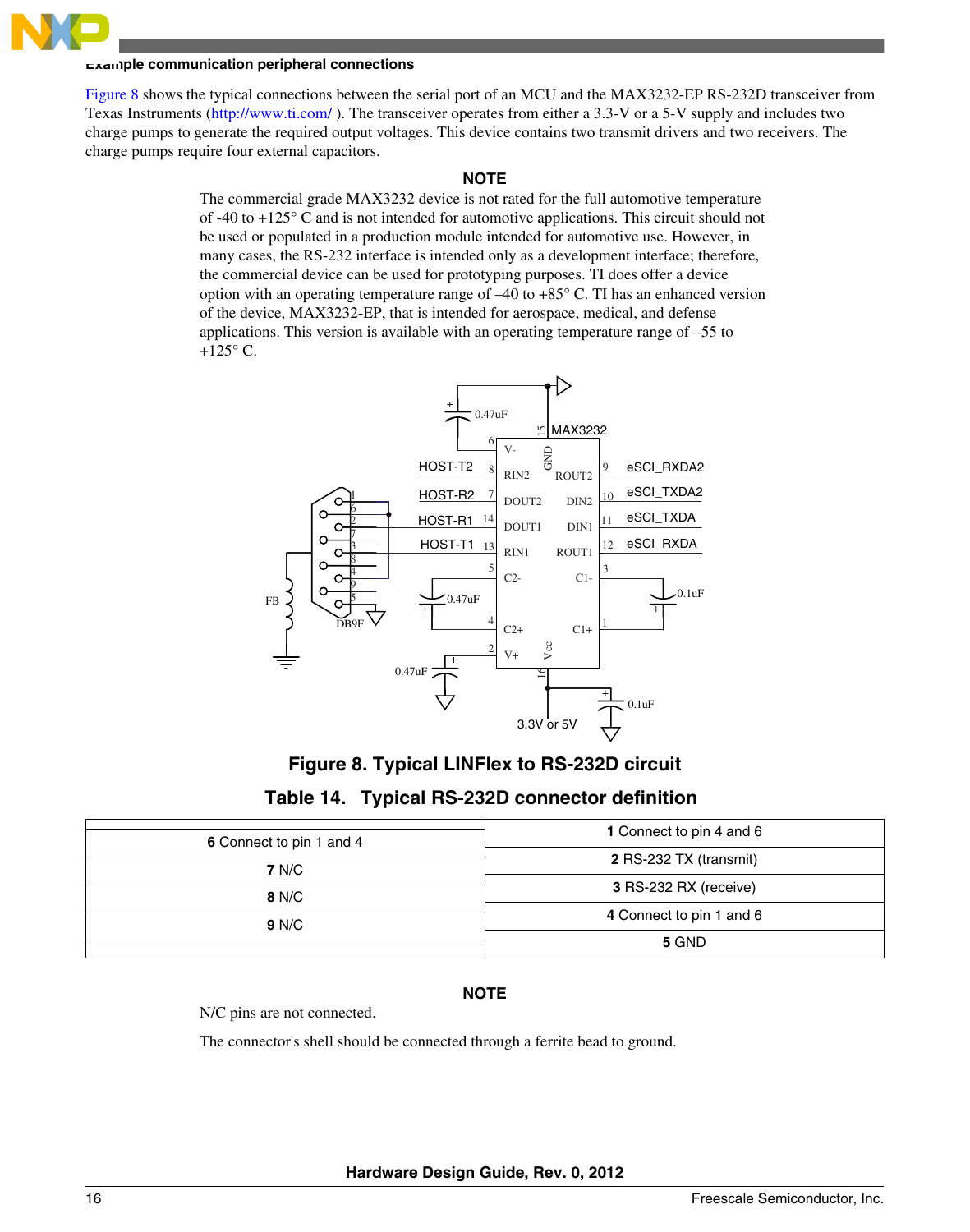Figure 8 shows the typical connections between the serial port of an MCU and the MAX3232-EP RS-232D transceiver from Texas Instruments (http://www.ti.com/ ). The transceiver operates from either a 3.3-V or a 5-V supply and includes two charge pumps to generate the required output voltages. This device contains two transmit drivers and two receivers. The charge pumps require four external capacitors.

**NOTE**

The commercial grade MAX3232 device is not rated for the full automotive temperature of -40 to +125° C and is not intended for automotive applications. This circuit should not be used or populated in a production module intended for automotive use. However, in many cases, the RS-232 interface is intended only as a development interface; therefore, the commercial device can be used for prototyping purposes. TI does offer a device option with an operating temperature range of –40 to +85° C. TI has an enhanced version of the device, MAX3232-EP, that is intended for aerospace, medical, and defense applications. This version is available with an operating temperature range of –55 to +125° C.

**Figure 8. Typical LINFlex to RS-232D circuit**

**Table 14. Typical RS-232D connector definition**

| | |
|---|---|
| **1** Connect to pin 4 and 6 | **6** Connect to pin 1 and 4 |
| **2** RS-232 TX (transmit) | **7** N/C |
| **3** RS-232 RX (receive) | **8** N/C |
| **4** Connect to pin 1 and 6 | **9** N/C |
| **5** GND | |

**NOTE**

N/C pins are not connected.

The connector's shell should be connected through a ferrite bead to ground.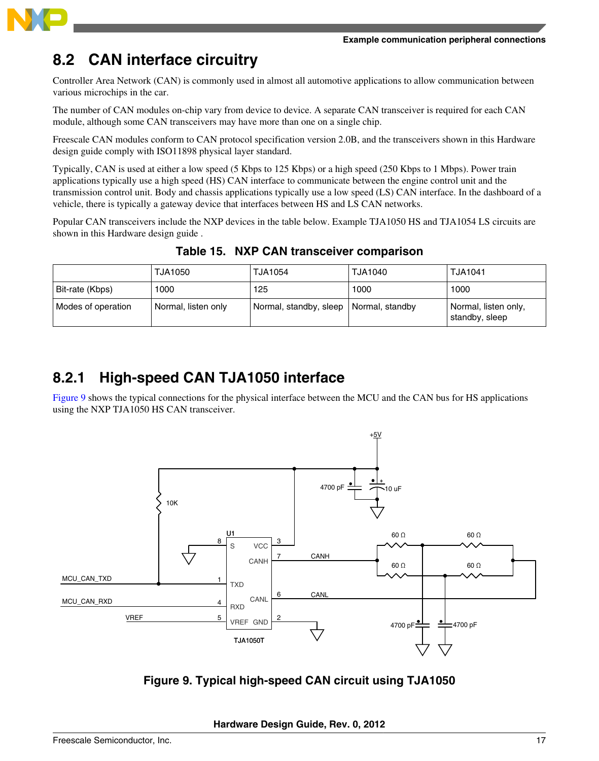## 8.2 CAN interface circuitry

Controller Area Network (CAN) is commonly used in almost all automotive applications to allow communication between various microchips in the car.

The number of CAN modules on-chip vary from device to device. A separate CAN transceiver is required for each CAN module, although some CAN transceivers may have more than one on a single chip.

Freescale CAN modules conform to CAN protocol specification version 2.0B, and the transceivers shown in this Hardware design guide comply with ISO11898 physical layer standard.

Typically, CAN is used at either a low speed (5 Kbps to 125 Kbps) or a high speed (250 Kbps to 1 Mbps). Power train applications typically use a high speed (HS) CAN interface to communicate between the engine control unit and the transmission control unit. Body and chassis applications typically use a low speed (LS) CAN interface. In the dashboard of a vehicle, there is typically a gateway device that interfaces between HS and LS CAN networks.

Popular CAN transceivers include the NXP devices in the table below. Example TJA1050 HS and TJA1054 LS circuits are shown in this Hardware design guide .

**Table 15. NXP CAN transceiver comparison**

| | TJA1050 | TJA1054 | TJA1040 | TJA1041 |
|---|---|---|---|---|
| Bit-rate (Kbps) | 1000 | 125 | 1000 | 1000 |
| Modes of operation | Normal, listen only | Normal, standby, sleep | Normal, standby | Normal, listen only, standby, sleep |

### 8.2.1 High-speed CAN TJA1050 interface

Figure 9 shows the typical connections for the physical interface between the MCU and the CAN bus for HS applications using the NXP TJA1050 HS CAN transceiver.

**Figure 9. Typical high-speed CAN circuit using TJA1050**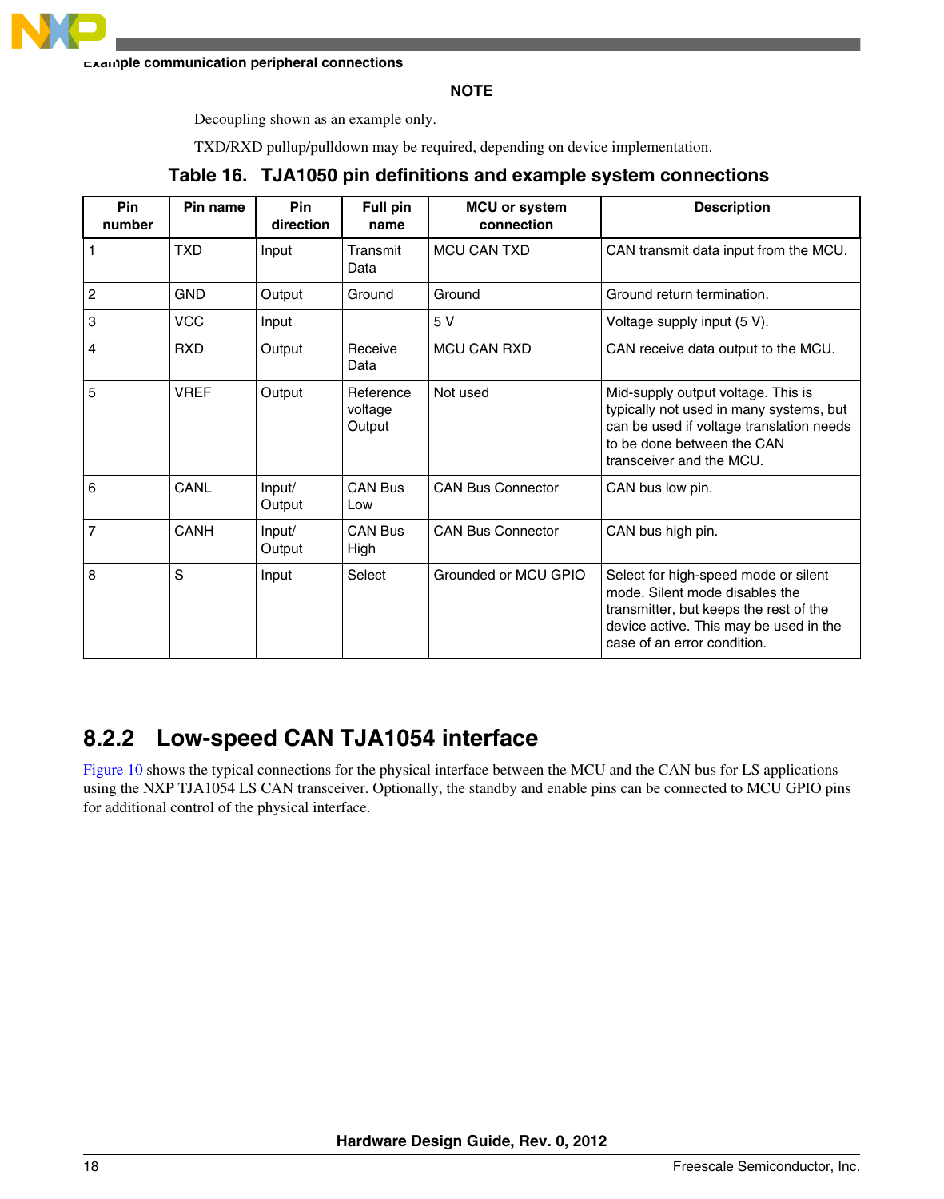**NOTE**

Decoupling shown as an example only.

TXD/RXD pullup/pulldown may be required, depending on device implementation.

**Table 16. TJA1050 pin definitions and example system connections**

| Pin number | Pin name | Pin direction | Full pin name | MCU or system connection | Description |
|---|---|---|---|---|---|
| 1 | TXD | Input | Transmit Data | MCU CAN TXD | CAN transmit data input from the MCU. |
| 2 | GND | Output | Ground | Ground | Ground return termination. |
| 3 | VCC | Input | | 5 V | Voltage supply input (5 V). |
| 4 | RXD | Output | Receive Data | MCU CAN RXD | CAN receive data output to the MCU. |
| 5 | VREF | Output | Reference voltage Output | Not used | Mid-supply output voltage. This is typically not used in many systems, but can be used if voltage translation needs to be done between the CAN transceiver and the MCU. |
| 6 | CANL | Input/ Output | CAN Bus Low | CAN Bus Connector | CAN bus low pin. |
| 7 | CANH | Input/ Output | CAN Bus High | CAN Bus Connector | CAN bus high pin. |
| 8 | S | Input | Select | Grounded or MCU GPIO | Select for high-speed mode or silent mode. Silent mode disables the transmitter, but keeps the rest of the device active. This may be used in the case of an error condition. |

### 8.2.2 Low-speed CAN TJA1054 interface

Figure 10 shows the typical connections for the physical interface between the MCU and the CAN bus for LS applications using the NXP TJA1054 LS CAN transceiver. Optionally, the standby and enable pins can be connected to MCU GPIO pins for additional control of the physical interface.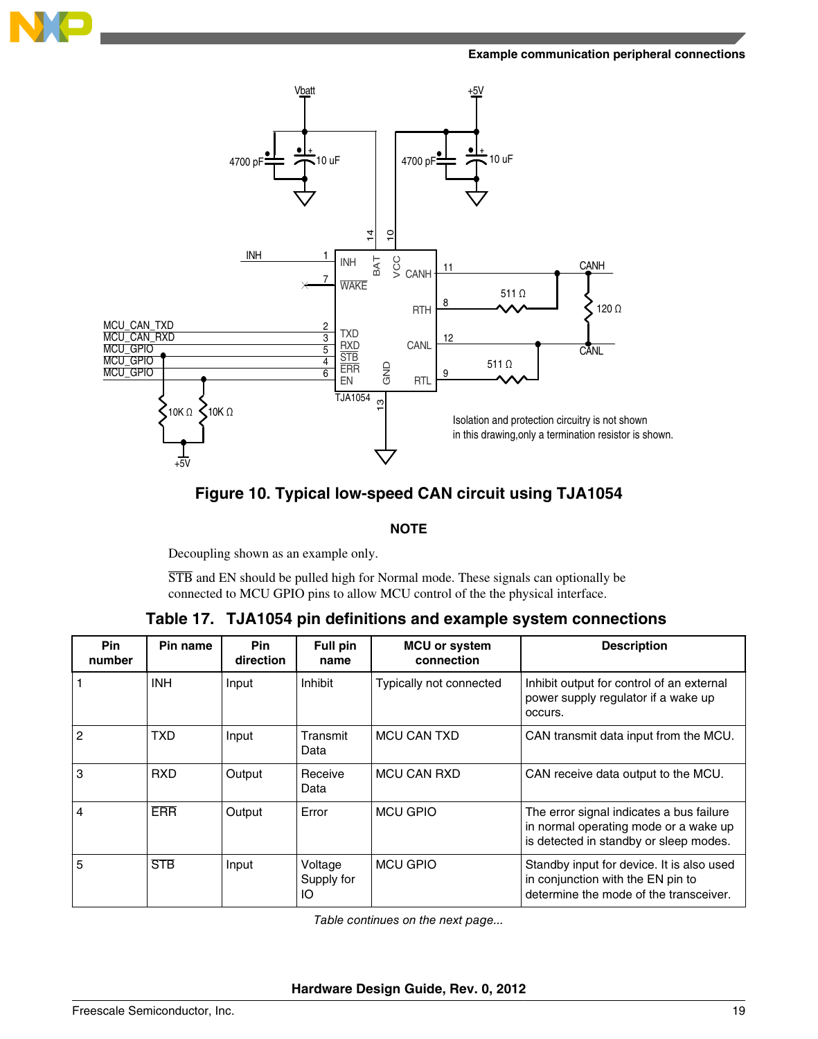Figure 10. Typical low-speed CAN circuit using TJA1054

**NOTE**

Decoupling shown as an example only.

$\overline{\text{STB}}$ and EN should be pulled high for Normal mode. These signals can optionally be connected to MCU GPIO pins to allow MCU control of the the physical interface.

**Table 17. TJA1054 pin definitions and example system connections**

| Pin number | Pin name | Pin direction | Full pin name | MCU or system connection | Description |
|---|---|---|---|---|---|
| 1 | INH | Input | Inhibit | Typically not connected | Inhibit output for control of an external power supply regulator if a wake up occurs. |
| 2 | TXD | Input | Transmit Data | MCU CAN TXD | CAN transmit data input from the MCU. |
| 3 | RXD | Output | Receive Data | MCU CAN RXD | CAN receive data output to the MCU. |
| 4 | $\overline{\text{ERR}}$ | Output | Error | MCU GPIO | The error signal indicates a bus failure in normal operating mode or a wake up is detected in standby or sleep modes. |
| 5 | $\overline{\text{STB}}$ | Input | Voltage Supply for IO | MCU GPIO | Standby input for device. It is also used in conjunction with the EN pin to determine the mode of the transceiver. |

*Table continues on the next page...*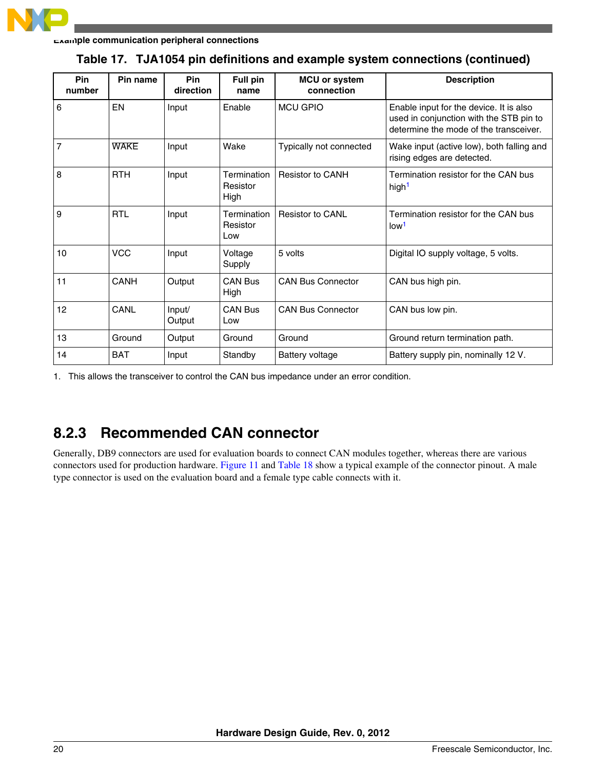**Table 17. TJA1054 pin definitions and example system connections (continued)**

| Pin number | Pin name | Pin direction | Full pin name | MCU or system connection | Description |
|---|---|---|---|---|---|
| 6 | EN | Input | Enable | MCU GPIO | Enable input for the device. It is also used in conjunction with the STB pin to determine the mode of the transceiver. |
| 7 | WAKE | Input | Wake | Typically not connected | Wake input (active low), both falling and rising edges are detected. |
| 8 | RTH | Input | Termination Resistor High | Resistor to CANH | Termination resistor for the CAN bus high[1] |
| 9 | RTL | Input | Termination Resistor Low | Resistor to CANL | Termination resistor for the CAN bus low[1] |
| 10 | VCC | Input | Voltage Supply | 5 volts | Digital IO supply voltage, 5 volts. |
| 11 | CANH | Output | CAN Bus High | CAN Bus Connector | CAN bus high pin. |
| 12 | CANL | Input/ Output | CAN Bus Low | CAN Bus Connector | CAN bus low pin. |
| 13 | Ground | Output | Ground | Ground | Ground return termination path. |
| 14 | BAT | Input | Standby | Battery voltage | Battery supply pin, nominally 12 V. |

1. This allows the transceiver to control the CAN bus impedance under an error condition.

### 8.2.3 Recommended CAN connector

Generally, DB9 connectors are used for evaluation boards to connect CAN modules together, whereas there are various connectors used for production hardware. Figure 11 and Table 18 show a typical example of the connector pinout. A male type connector is used on the evaluation board and a female type cable connects with it.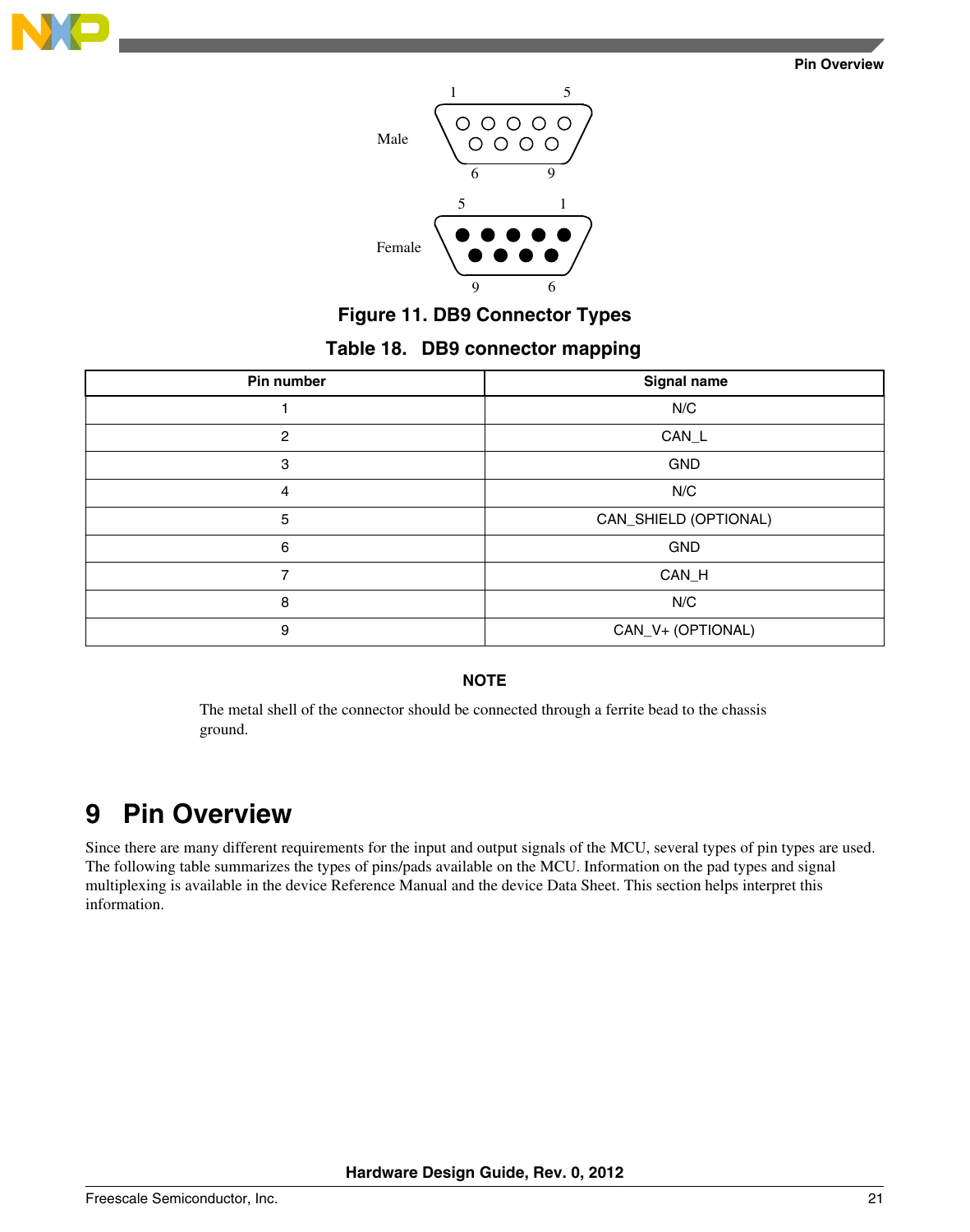Figure 11. DB9 Connector Types

**Table 18. DB9 connector mapping**

| Pin number | Signal name |
|---|---|
| 1 | N/C |
| 2 | CAN_L |
| 3 | GND |
| 4 | N/C |
| 5 | CAN_SHIELD (OPTIONAL) |
| 6 | GND |
| 7 | CAN_H |
| 8 | N/C |
| 9 | CAN_V+ (OPTIONAL) |

**NOTE**

The metal shell of the connector should be connected through a ferrite bead to the chassis ground.

# 9 Pin Overview

Since there are many different requirements for the input and output signals of the MCU, several types of pin types are used. The following table summarizes the types of pins/pads available on the MCU. Information on the pad types and signal multiplexing is available in the device Reference Manual and the device Data Sheet. This section helps interpret this information.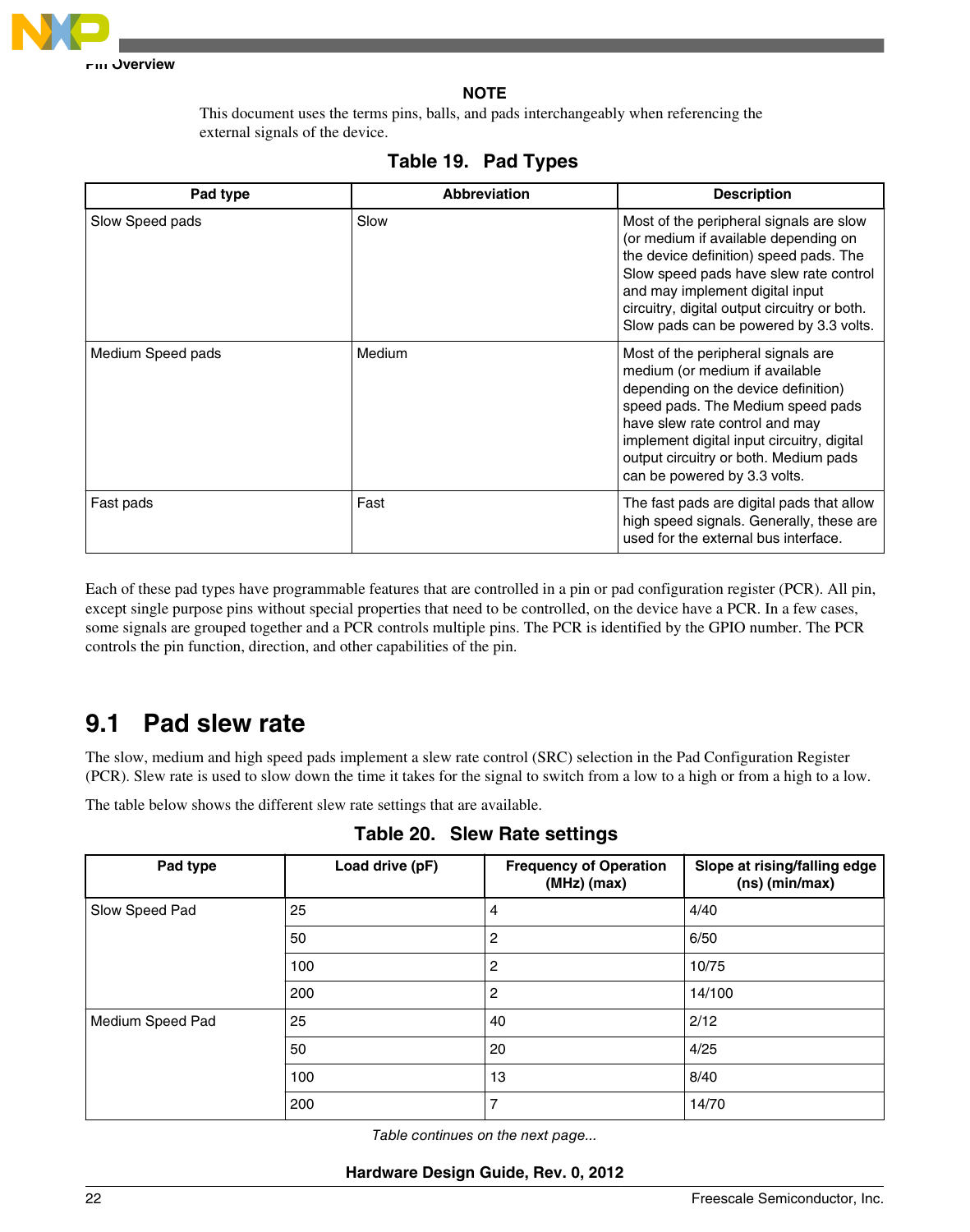**NOTE**

This document uses the terms pins, balls, and pads interchangeably when referencing the external signals of the device.

**Table 19. Pad Types**

| Pad type | Abbreviation | Description |
|---|---|---|
| Slow Speed pads | Slow | Most of the peripheral signals are slow (or medium if available depending on the device definition) speed pads. The Slow speed pads have slew rate control and may implement digital input circuitry, digital output circuitry or both. Slow pads can be powered by 3.3 volts. |
| Medium Speed pads | Medium | Most of the peripheral signals are medium (or medium if available depending on the device definition) speed pads. The Medium speed pads have slew rate control and may implement digital input circuitry, digital output circuitry or both. Medium pads can be powered by 3.3 volts. |
| Fast pads | Fast | The fast pads are digital pads that allow high speed signals. Generally, these are used for the external bus interface. |

Each of these pad types have programmable features that are controlled in a pin or pad configuration register (PCR). All pin, except single purpose pins without special properties that need to be controlled, on the device have a PCR. In a few cases, some signals are grouped together and a PCR controls multiple pins. The PCR is identified by the GPIO number. The PCR controls the pin function, direction, and other capabilities of the pin.

## 9.1 Pad slew rate

The slow, medium and high speed pads implement a slew rate control (SRC) selection in the Pad Configuration Register (PCR). Slew rate is used to slow down the time it takes for the signal to switch from a low to a high or from a high to a low.

The table below shows the different slew rate settings that are available.

**Table 20. Slew Rate settings**

| Pad type | Load drive (pF) | Frequency of Operation (MHz) (max) | Slope at rising/falling edge (ns) (min/max) |
|---|---|---|---|
| Slow Speed Pad | 25 | 4 | 4/40 |
| | 50 | 2 | 6/50 |
| | 100 | 2 | 10/75 |
| | 200 | 2 | 14/100 |
| Medium Speed Pad | 25 | 40 | 2/12 |
| | 50 | 20 | 4/25 |
| | 100 | 13 | 8/40 |
| | 200 | 7 | 14/70 |

*Table continues on the next page...*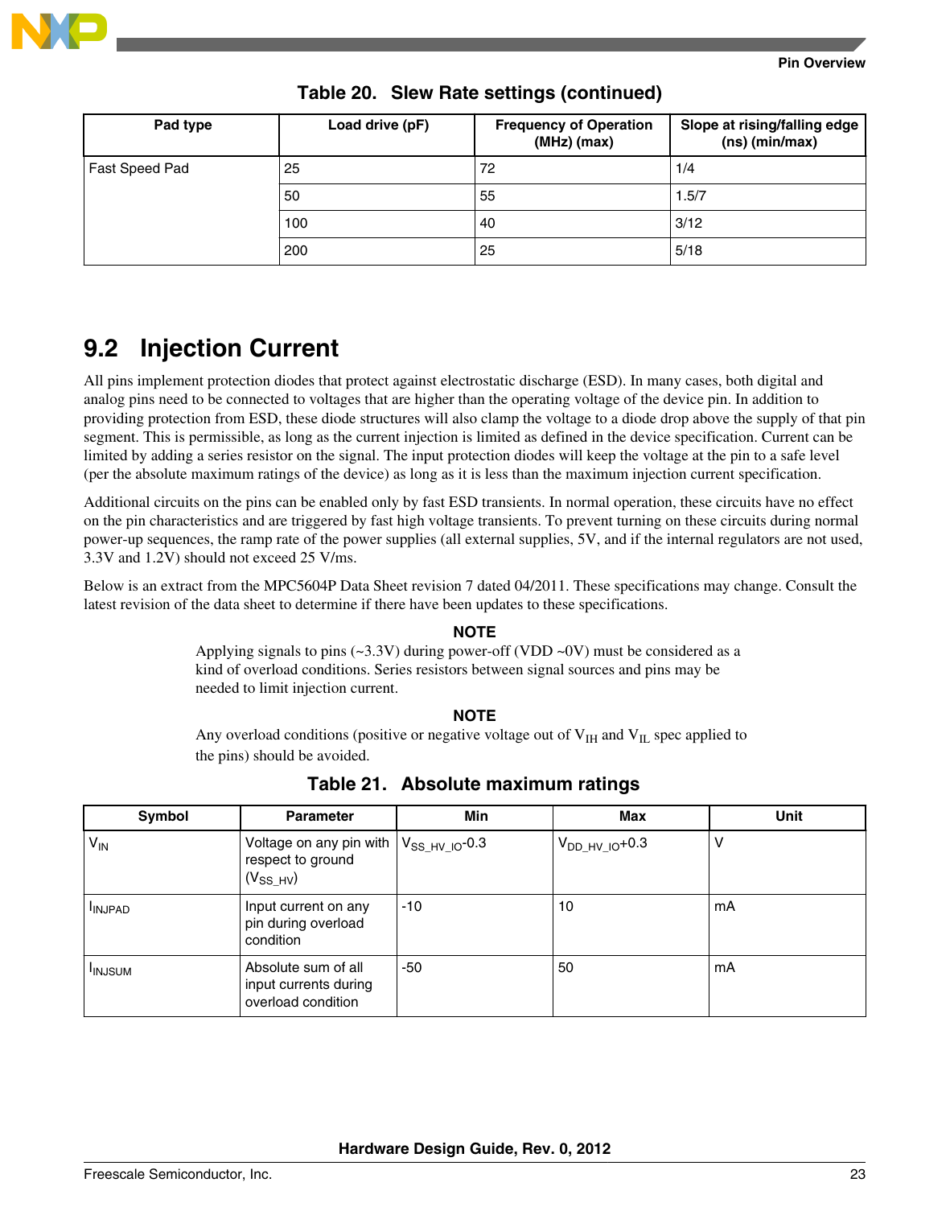**Table 20. Slew Rate settings (continued)**

| Pad type | Load drive (pF) | Frequency of Operation (MHz) (max) | Slope at rising/falling edge (ns) (min/max) |
|---|---|---|---|
| Fast Speed Pad | 25 | 72 | 1/4 |
| | 50 | 55 | 1.5/7 |
| | 100 | 40 | 3/12 |
| | 200 | 25 | 5/18 |

## 9.2 Injection Current

All pins implement protection diodes that protect against electrostatic discharge (ESD). In many cases, both digital and analog pins need to be connected to voltages that are higher than the operating voltage of the device pin. In addition to providing protection from ESD, these diode structures will also clamp the voltage to a diode drop above the supply of that pin segment. This is permissible, as long as the current injection is limited as defined in the device specification. Current can be limited by adding a series resistor on the signal. The input protection diodes will keep the voltage at the pin to a safe level (per the absolute maximum ratings of the device) as long as it is less than the maximum injection current specification.

Additional circuits on the pins can be enabled only by fast ESD transients. In normal operation, these circuits have no effect on the pin characteristics and are triggered by fast high voltage transients. To prevent turning on these circuits during normal power-up sequences, the ramp rate of the power supplies (all external supplies, 5V, and if the internal regulators are not used, 3.3V and 1.2V) should not exceed 25 V/ms.

Below is an extract from the MPC5604P Data Sheet revision 7 dated 04/2011. These specifications may change. Consult the latest revision of the data sheet to determine if there have been updates to these specifications.

**NOTE**

Applying signals to pins (~3.3V) during power-off (VDD ~0V) must be considered as a kind of overload conditions. Series resistors between signal sources and pins may be needed to limit injection current.

**NOTE**

Any overload conditions (positive or negative voltage out of $V_{IH}$ and $V_{IL}$ spec applied to the pins) should be avoided.

**Table 21. Absolute maximum ratings**

| Symbol | Parameter | Min | Max | Unit |
|---|---|---|---|---|
| $V_{IN}$ | Voltage on any pin with respect to ground ($V_{SS\_HV}$) | $V_{SS\_HV\_IO}$-0.3 | $V_{DD\_HV\_IO}$+0.3 | V |
| $I_{INJPAD}$ | Input current on any pin during overload condition | -10 | 10 | mA |
| $I_{INJSUM}$ | Absolute sum of all input currents during overload condition | -50 | 50 | mA |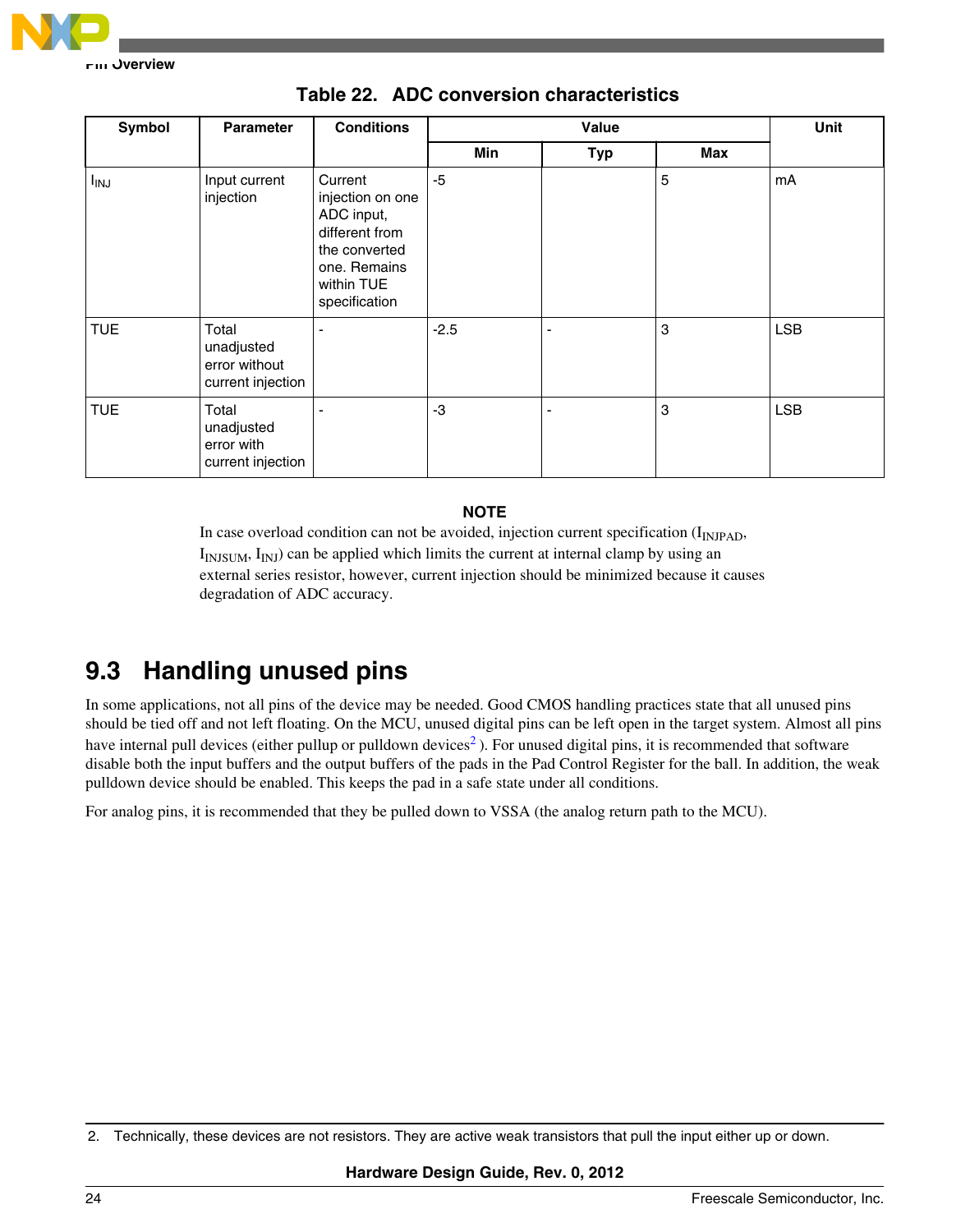**Table 22. ADC conversion characteristics**

| Symbol | Parameter | Conditions | Value | | | Unit |
|---|---|---|---|---|---|---|
| | | | Min | Typ | Max | |
| $I_{INJ}$ | Input current injection | Current injection on one ADC input, different from the converted one. Remains within TUE specification | -5 | | 5 | mA |
| TUE | Total unadjusted error without current injection | - | -2.5 | - | 3 | LSB |
| TUE | Total unadjusted error with current injection | - | -3 | - | 3 | LSB |

**NOTE**

In case overload condition can not be avoided, injection current specification ($I_{INJPAD}$, $I_{INJSUM}$, $I_{INJ}$) can be applied which limits the current at internal clamp by using an external series resistor, however, current injection should be minimized because it causes degradation of ADC accuracy.

## 9.3 Handling unused pins

In some applications, not all pins of the device may be needed. Good CMOS handling practices state that all unused pins should be tied off and not left floating. On the MCU, unused digital pins can be left open in the target system. Almost all pins have internal pull devices (either pullup or pulldown devices[2] ). For unused digital pins, it is recommended that software disable both the input buffers and the output buffers of the pads in the Pad Control Register for the ball. In addition, the weak pulldown device should be enabled. This keeps the pad in a safe state under all conditions.

For analog pins, it is recommended that they be pulled down to VSSA (the analog return path to the MCU).

2. Technically, these devices are not resistors. They are active weak transistors that pull the input either up or down.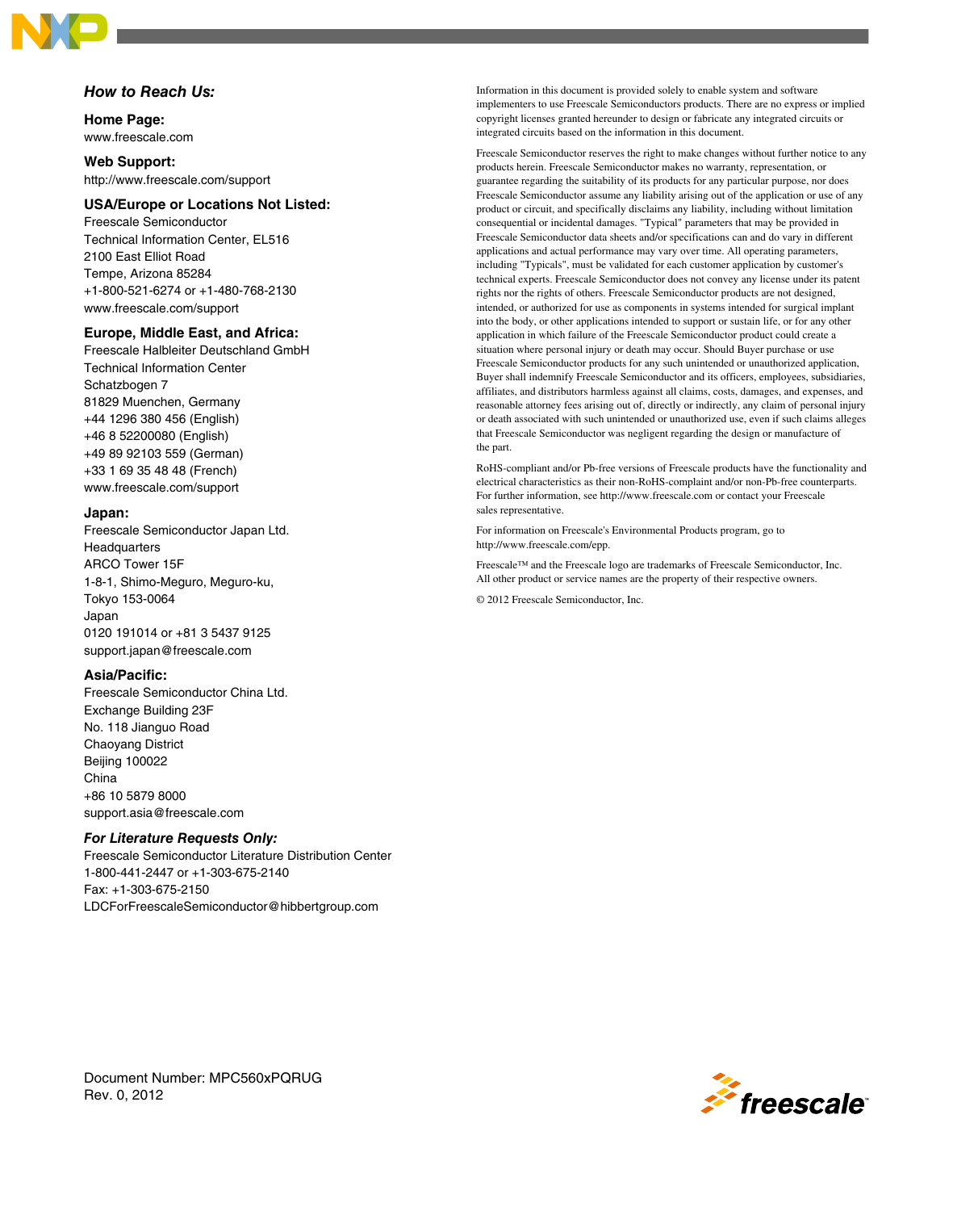*How to Reach Us:*

**Home Page:**
www.freescale.com

**Web Support:**
http://www.freescale.com/support

**USA/Europe or Locations Not Listed:**
Freescale Semiconductor
Technical Information Center, EL516
2100 East Elliot Road
Tempe, Arizona 85284
+1-800-521-6274 or +1-480-768-2130
www.freescale.com/support

**Europe, Middle East, and Africa:**
Freescale Halbleiter Deutschland GmbH
Technical Information Center
Schatzbogen 7
81829 Muenchen, Germany
+44 1296 380 456 (English)
+46 8 52200080 (English)
+49 89 92103 559 (German)
+33 1 69 35 48 48 (French)
www.freescale.com/support

**Japan:**
Freescale Semiconductor Japan Ltd.
Headquarters
ARCO Tower 15F
1-8-1, Shimo-Meguro, Meguro-ku,
Tokyo 153-0064
Japan
0120 191014 or +81 3 5437 9125
support.japan@freescale.com

**Asia/Pacific:**
Freescale Semiconductor China Ltd.
Exchange Building 23F
No. 118 Jianguo Road
Chaoyang District
Beijing 100022
China
+86 10 5879 8000
support.asia@freescale.com

***For Literature Requests Only:***
Freescale Semiconductor Literature Distribution Center
1-800-441-2447 or +1-303-675-2140
Fax: +1-303-675-2150
LDCForFreescaleSemiconductor@hibbertgroup.com

Information in this document is provided solely to enable system and software implementers to use Freescale Semiconductors products. There are no express or implied copyright licenses granted hereunder to design or fabricate any integrated circuits or integrated circuits based on the information in this document.

Freescale Semiconductor reserves the right to make changes without further notice to any products herein. Freescale Semiconductor makes no warranty, representation, or guarantee regarding the suitability of its products for any particular purpose, nor does Freescale Semiconductor assume any liability arising out of the application or use of any product or circuit, and specifically disclaims any liability, including without limitation consequential or incidental damages. "Typical" parameters that may be provided in Freescale Semiconductor data sheets and/or specifications can and do vary in different applications and actual performance may vary over time. All operating parameters, including "Typicals", must be validated for each customer application by customer's technical experts. Freescale Semiconductor does not convey any license under its patent rights nor the rights of others. Freescale Semiconductor products are not designed, intended, or authorized for use as components in systems intended for surgical implant into the body, or other applications intended to support or sustain life, or for any other application in which failure of the Freescale Semiconductor product could create a situation where personal injury or death may occur. Should Buyer purchase or use Freescale Semiconductor products for any such unintended or unauthorized application, Buyer shall indemnify Freescale Semiconductor and its officers, employees, subsidiaries, affiliates, and distributors harmless against all claims, costs, damages, and expenses, and reasonable attorney fees arising out of, directly or indirectly, any claim of personal injury or death associated with such unintended or unauthorized use, even if such claims alleges that Freescale Semiconductor was negligent regarding the design or manufacture of the part.

RoHS-compliant and/or Pb-free versions of Freescale products have the functionality and electrical characteristics as their non-RoHS-complaint and/or non-Pb-free counterparts. For further information, see http://www.freescale.com or contact your Freescale sales representative.

For information on Freescale's Environmental Products program, go to http://www.freescale.com/epp.

Freescale™ and the Freescale logo are trademarks of Freescale Semiconductor, Inc. All other product or service names are the property of their respective owners.

© 2012 Freescale Semiconductor, Inc.

Document Number: MPC560xPQRUG
Rev. 0, 2012